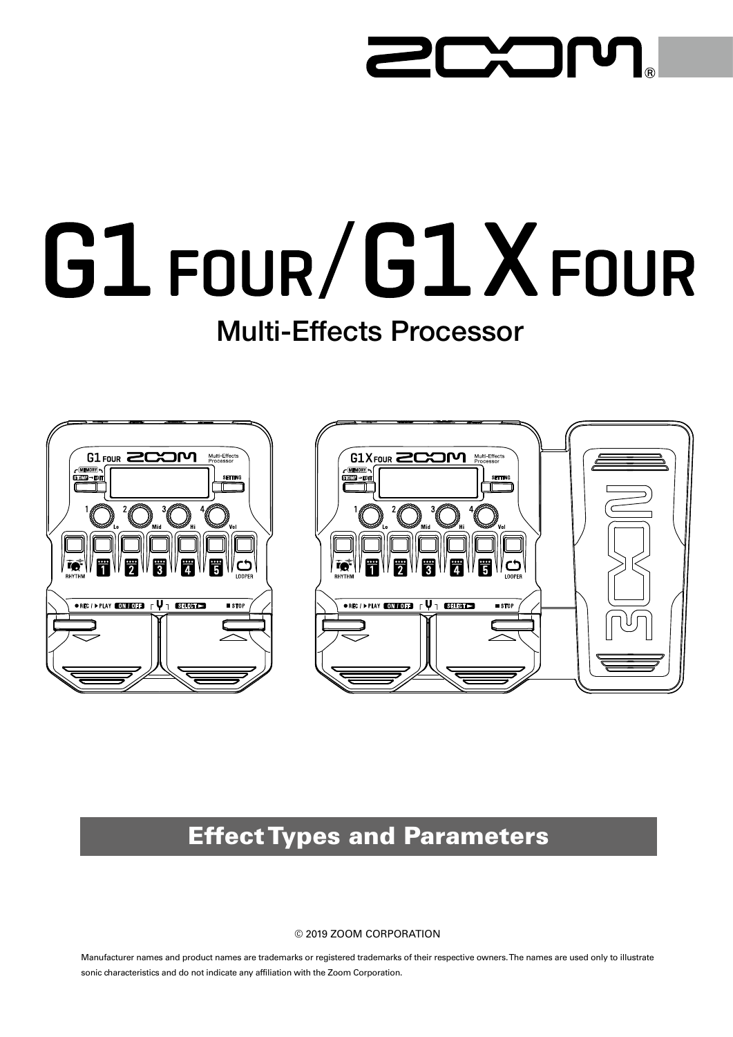# G1 FOUR / G1X FOUR

## Multi-Effects Processor

## Effect Types and Parameters

© 2019 ZOOM CORPORATION

Manufacturer names and product names are trademarks or registered trademarks of their respective owners. The names are used only to illustrate sonic characteristics and do not indicate any affiliation with the Zoom Corporation.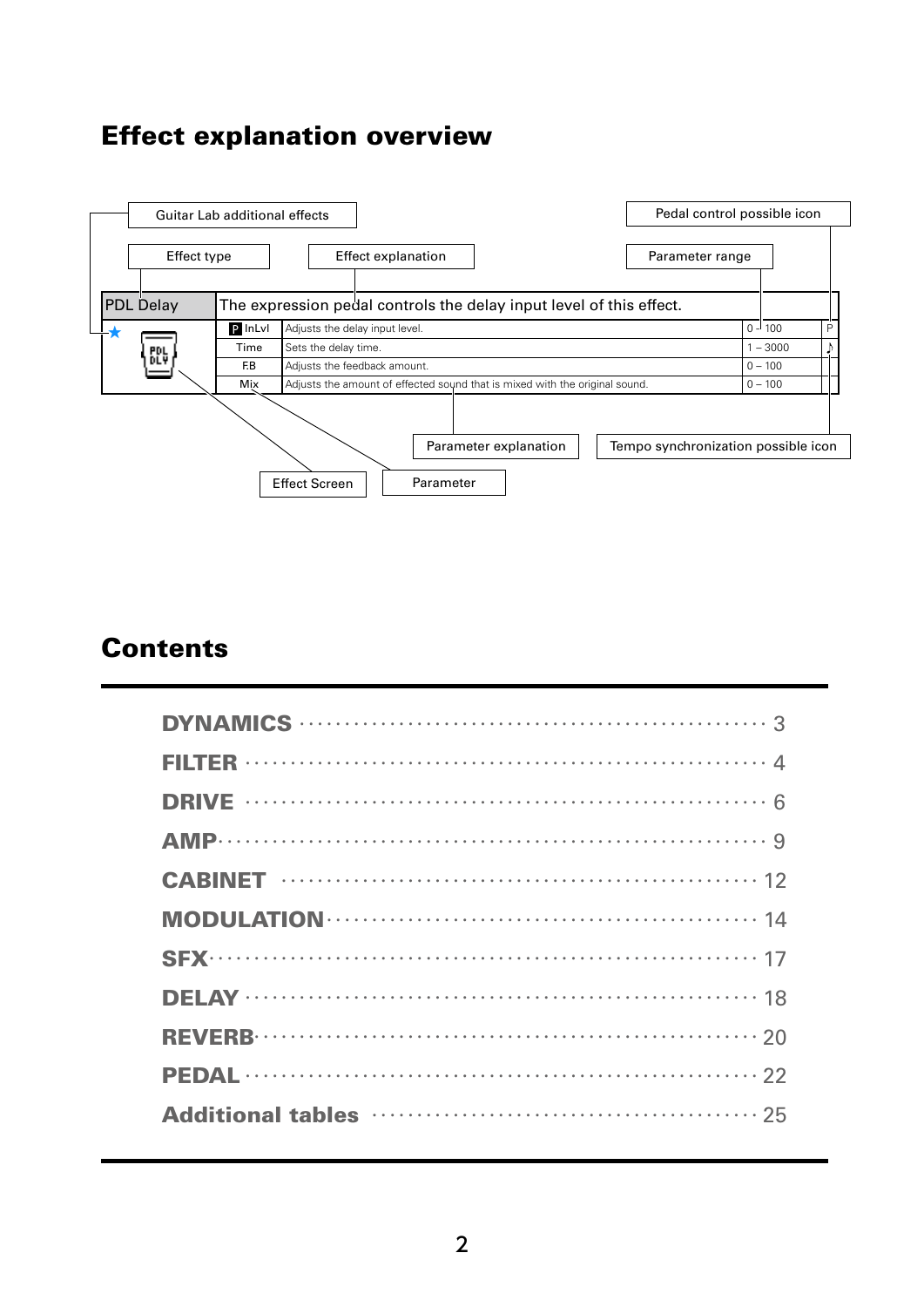## Effect explanation overview

Guitar Lab additional effects

Effect type

Effect explanation

Pedal control possible icon

Parameter range

| PDL Delay | The expression pedal controls the delay input level of this effect. | | | |
|---|---|---|---|---|
| ★ PDL DLY | P InLvl | Adjusts the delay input level. | 0 – 100 | P |
| | Time | Sets the delay time. | 1 – 3000 | ♪ |
| | F.B | Adjusts the feedback amount. | 0 – 100 | |
| | Mix | Adjusts the amount of effected sound that is mixed with the original sound. | 0 – 100 | |

Parameter explanation

Tempo synchronization possible icon

Effect Screen

Parameter

## Contents

- DYNAMICS ........ 3
- FILTER ........ 4
- DRIVE ........ 6
- AMP ........ 9
- CABINET ........ 12
- MODULATION ........ 14
- SFX ........ 17
- DELAY ........ 18
- REVERB ........ 20
- PEDAL ........ 22
- Additional tables ........ 25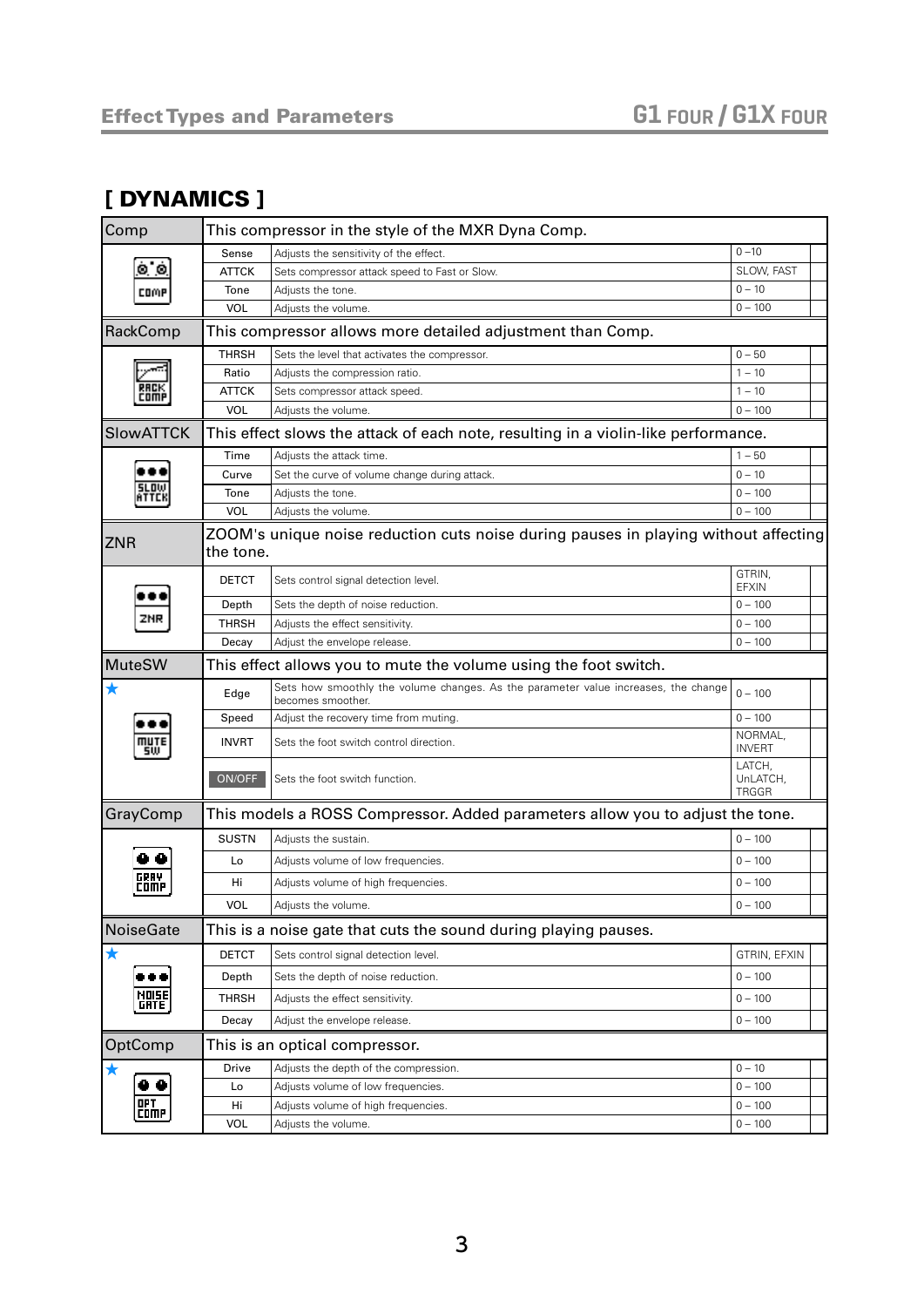## [ DYNAMICS ]

| Comp | This compressor in the style of the MXR Dyna Comp. | | |
|---|---|---|---|
| | Sense | Adjusts the sensitivity of the effect. | 0 –10 |
| | ATTCK | Sets compressor attack speed to Fast or Slow. | SLOW, FAST |
| | Tone | Adjusts the tone. | 0 – 10 |
| | VOL | Adjusts the volume. | 0 – 100 |

| RackComp | This compressor allows more detailed adjustment than Comp. | | |
|---|---|---|---|
| | THRSH | Sets the level that activates the compressor. | 0 – 50 |
| | Ratio | Adjusts the compression ratio. | 1 – 10 |
| | ATTCK | Sets compressor attack speed. | 1 – 10 |
| | VOL | Adjusts the volume. | 0 – 100 |

| SlowATTCK | This effect slows the attack of each note, resulting in a violin-like performance. | | |
|---|---|---|---|
| | Time | Adjusts the attack time. | 1 – 50 |
| | Curve | Set the curve of volume change during attack. | 0 – 10 |
| | Tone | Adjusts the tone. | 0 – 100 |
| | VOL | Adjusts the volume. | 0 – 100 |

| ZNR | ZOOM's unique noise reduction cuts noise during pauses in playing without affecting the tone. | | |
|---|---|---|---|
| | DETCT | Sets control signal detection level. | GTRIN, EFXIN |
| | Depth | Sets the depth of noise reduction. | 0 – 100 |
| | THRSH | Adjusts the effect sensitivity. | 0 – 100 |
| | Decay | Adjust the envelope release. | 0 – 100 |

| MuteSW | This effect allows you to mute the volume using the foot switch. | | |
|---|---|---|---|
| ★ | Edge | Sets how smoothly the volume changes. As the parameter value increases, the change becomes smoother. | 0 – 100 |
| | Speed | Adjust the recovery time from muting. | 0 – 100 |
| | INVRT | Sets the foot switch control direction. | NORMAL, INVERT |
| | ON/OFF | Sets the foot switch function. | LATCH, UnLATCH, TRGGR |

| GrayComp | This models a ROSS Compressor. Added parameters allow you to adjust the tone. | | |
|---|---|---|---|
| | SUSTN | Adjusts the sustain. | 0 – 100 |
| | Lo | Adjusts volume of low frequencies. | 0 – 100 |
| | Hi | Adjusts volume of high frequencies. | 0 – 100 |
| | VOL | Adjusts the volume. | 0 – 100 |

| NoiseGate | This is a noise gate that cuts the sound during playing pauses. | | |
|---|---|---|---|
| ★ | DETCT | Sets control signal detection level. | GTRIN, EFXIN |
| | Depth | Sets the depth of noise reduction. | 0 – 100 |
| | THRSH | Adjusts the effect sensitivity. | 0 – 100 |
| | Decay | Adjust the envelope release. | 0 – 100 |

| OptComp | This is an optical compressor. | | |
|---|---|---|---|
| ★ | Drive | Adjusts the depth of the compression. | 0 – 10 |
| | Lo | Adjusts volume of low frequencies. | 0 – 100 |
| | Hi | Adjusts volume of high frequencies. | 0 – 100 |
| | VOL | Adjusts the volume. | 0 – 100 |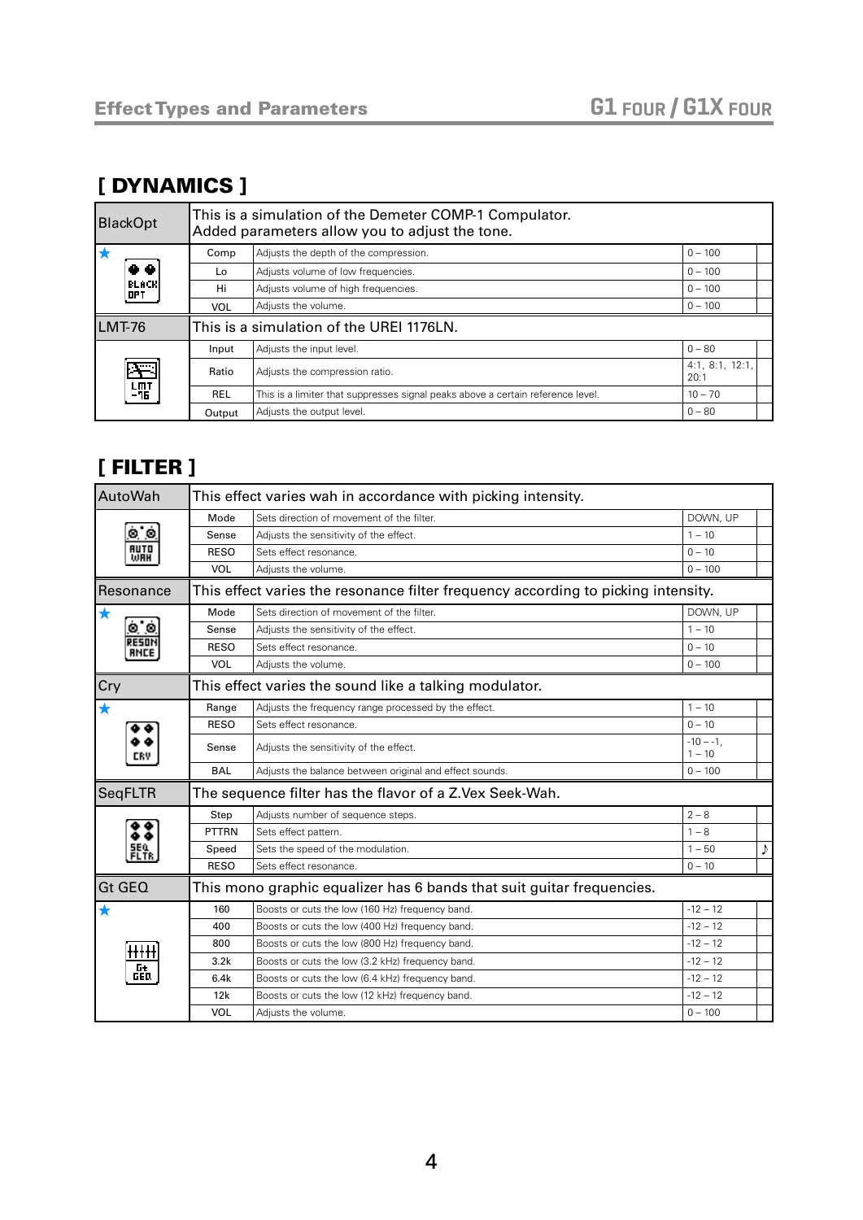## [ DYNAMICS ]

| BlackOpt | This is a simulation of the Demeter COMP-1 Compulator. Added parameters allow you to adjust the tone. | | |
|---|---|---|---|
| ★ | Comp | Adjusts the depth of the compression. | 0 – 100 |
| | Lo | Adjusts volume of low frequencies. | 0 – 100 |
| | Hi | Adjusts volume of high frequencies. | 0 – 100 |
| | VOL | Adjusts the volume. | 0 – 100 |

| LMT-76 | This is a simulation of the UREI 1176LN. | | |
|---|---|---|---|
| | Input | Adjusts the input level. | 0 – 80 |
| | Ratio | Adjusts the compression ratio. | 4:1, 8:1, 12:1, 20:1 |
| | REL | This is a limiter that suppresses signal peaks above a certain reference level. | 10 – 70 |
| | Output | Adjusts the output level. | 0 – 80 |

## [ FILTER ]

| AutoWah | This effect varies wah in accordance with picking intensity. | | |
|---|---|---|---|
| | Mode | Sets direction of movement of the filter. | DOWN, UP |
| | Sense | Adjusts the sensitivity of the effect. | 1 – 10 |
| | RESO | Sets effect resonance. | 0 – 10 |
| | VOL | Adjusts the volume. | 0 – 100 |

| Resonance | This effect varies the resonance filter frequency according to picking intensity. | | |
|---|---|---|---|
| ★ | Mode | Sets direction of movement of the filter. | DOWN, UP |
| | Sense | Adjusts the sensitivity of the effect. | 1 – 10 |
| | RESO | Sets effect resonance. | 0 – 10 |
| | VOL | Adjusts the volume. | 0 – 100 |

| Cry | This effect varies the sound like a talking modulator. | | |
|---|---|---|---|
| ★ | Range | Adjusts the frequency range processed by the effect. | 1 – 10 |
| | RESO | Sets effect resonance. | 0 – 10 |
| | Sense | Adjusts the sensitivity of the effect. | -10 – -1, 1 – 10 |
| | BAL | Adjusts the balance between original and effect sounds. | 0 – 100 |

| SeqFLTR | The sequence filter has the flavor of a Z.Vex Seek-Wah. | | | |
|---|---|---|---|---|
| | Step | Adjusts number of sequence steps. | 2 – 8 | |
| | PTTRN | Sets effect pattern. | 1 – 8 | |
| | Speed | Sets the speed of the modulation. | 1 – 50 | ♪ |
| | RESO | Sets effect resonance. | 0 – 10 | |

| Gt GEQ | This mono graphic equalizer has 6 bands that suit guitar frequencies. | | |
|---|---|---|---|
| ★ | 160 | Boosts or cuts the low (160 Hz) frequency band. | -12 – 12 |
| | 400 | Boosts or cuts the low (400 Hz) frequency band. | -12 – 12 |
| | 800 | Boosts or cuts the low (800 Hz) frequency band. | -12 – 12 |
| | 3.2k | Boosts or cuts the low (3.2 kHz) frequency band. | -12 – 12 |
| | 6.4k | Boosts or cuts the low (6.4 kHz) frequency band. | -12 – 12 |
| | 12k | Boosts or cuts the low (12 kHz) frequency band. | -12 – 12 |
| | VOL | Adjusts the volume. | 0 – 100 |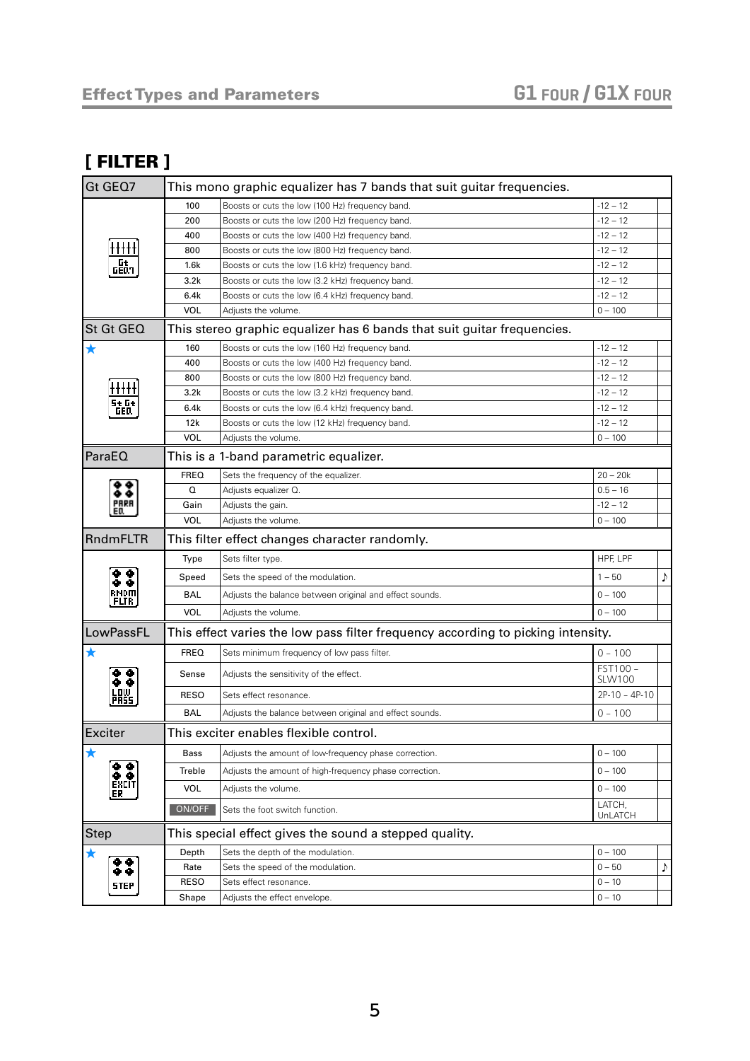## [ FILTER ]

| Gt GEQ7 | This mono graphic equalizer has 7 bands that suit guitar frequencies. | | | |
|---|---|---|---|---|
| | 100 | Boosts or cuts the low (100 Hz) frequency band. | -12 – 12 | |
| | 200 | Boosts or cuts the low (200 Hz) frequency band. | -12 – 12 | |
| | 400 | Boosts or cuts the low (400 Hz) frequency band. | -12 – 12 | |
| | 800 | Boosts or cuts the low (800 Hz) frequency band. | -12 – 12 | |
| | 1.6k | Boosts or cuts the low (1.6 kHz) frequency band. | -12 – 12 | |
| | 3.2k | Boosts or cuts the low (3.2 kHz) frequency band. | -12 – 12 | |
| | 6.4k | Boosts or cuts the low (6.4 kHz) frequency band. | -12 – 12 | |
| | VOL | Adjusts the volume. | 0 – 100 | |

| St Gt GEQ | This stereo graphic equalizer has 6 bands that suit guitar frequencies. | | | |
|---|---|---|---|---|
| ★ | 160 | Boosts or cuts the low (160 Hz) frequency band. | -12 – 12 | |
| | 400 | Boosts or cuts the low (400 Hz) frequency band. | -12 – 12 | |
| | 800 | Boosts or cuts the low (800 Hz) frequency band. | -12 – 12 | |
| | 3.2k | Boosts or cuts the low (3.2 kHz) frequency band. | -12 – 12 | |
| | 6.4k | Boosts or cuts the low (6.4 kHz) frequency band. | -12 – 12 | |
| | 12k | Boosts or cuts the low (12 kHz) frequency band. | -12 – 12 | |
| | VOL | Adjusts the volume. | 0 – 100 | |

| ParaEQ | This is a 1-band parametric equalizer. | | | |
|---|---|---|---|---|
| | FREQ | Sets the frequency of the equalizer. | 20 – 20k | |
| | Q | Adjusts equalizer Q. | 0.5 – 16 | |
| | Gain | Adjusts the gain. | -12 – 12 | |
| | VOL | Adjusts the volume. | 0 – 100 | |

| RndmFLTR | This filter effect changes character randomly. | | | |
|---|---|---|---|---|
| | Type | Sets filter type. | HPF, LPF | |
| | Speed | Sets the speed of the modulation. | 1 – 50 | ♪ |
| | BAL | Adjusts the balance between original and effect sounds. | 0 – 100 | |
| | VOL | Adjusts the volume. | 0 – 100 | |

| LowPassFL | This effect varies the low pass filter frequency according to picking intensity. | | | |
|---|---|---|---|---|
| ★ | FREQ | Sets minimum frequency of low pass filter. | 0 - 100 | |
| | Sense | Adjusts the sensitivity of the effect. | FST100 – SLW100 | |
| | RESO | Sets effect resonance. | 2P-10 – 4P-10 | |
| | BAL | Adjusts the balance between original and effect sounds. | 0 - 100 | |

| Exciter | This exciter enables flexible control. | | | |
|---|---|---|---|---|
| ★ | Bass | Adjusts the amount of low-frequency phase correction. | 0 – 100 | |
| | Treble | Adjusts the amount of high-frequency phase correction. | 0 – 100 | |
| | VOL | Adjusts the volume. | 0 – 100 | |
| | ON/OFF | Sets the foot switch function. | LATCH, UnLATCH | |

| Step | This special effect gives the sound a stepped quality. | | | |
|---|---|---|---|---|
| ★ | Depth | Sets the depth of the modulation. | 0 – 100 | |
| | Rate | Sets the speed of the modulation. | 0 – 50 | ♪ |
| | RESO | Sets effect resonance. | 0 – 10 | |
| | Shape | Adjusts the effect envelope. | 0 – 10 | |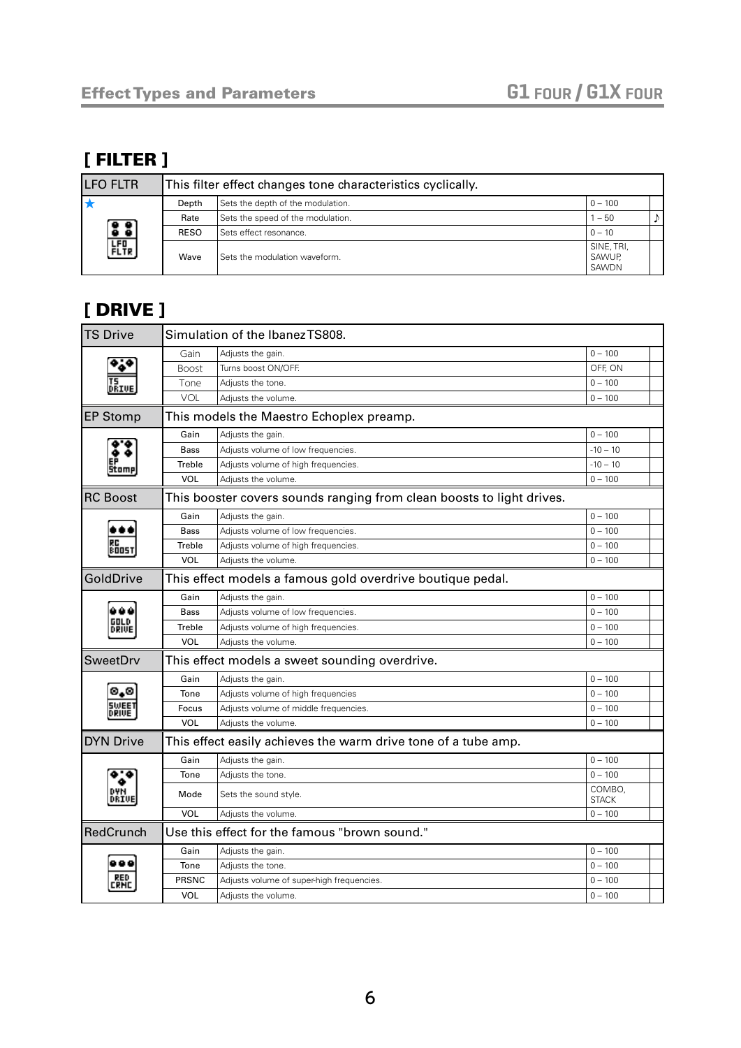## [ FILTER ]

| LFO FLTR | This filter effect changes tone characteristics cyclically. | | | |
|---|---|---|---|---|
| ★ | Depth | Sets the depth of the modulation. | 0 – 100 | |
| | Rate | Sets the speed of the modulation. | 1 – 50 | ♪ |
| | RESO | Sets effect resonance. | 0 – 10 | |
| | Wave | Sets the modulation waveform. | SINE, TRI, SAWUP, SAWDN | |

## [ DRIVE ]

| TS Drive | Simulation of the Ibanez TS808. | | | |
|---|---|---|---|---|
| | Gain | Adjusts the gain. | 0 – 100 | |
| | Boost | Turns boost ON/OFF. | OFF, ON | |
| | Tone | Adjusts the tone. | 0 – 100 | |
| | VOL | Adjusts the volume. | 0 – 100 | |
| **EP Stomp** | **This models the Maestro Echoplex preamp.** | | | |
| | Gain | Adjusts the gain. | 0 – 100 | |
| | Bass | Adjusts volume of low frequencies. | -10 – 10 | |
| | Treble | Adjusts volume of high frequencies. | -10 – 10 | |
| | VOL | Adjusts the volume. | 0 – 100 | |
| **RC Boost** | **This booster covers sounds ranging from clean boosts to light drives.** | | | |
| | Gain | Adjusts the gain. | 0 – 100 | |
| | Bass | Adjusts volume of low frequencies. | 0 – 100 | |
| | Treble | Adjusts volume of high frequencies. | 0 – 100 | |
| | VOL | Adjusts the volume. | 0 – 100 | |
| **GoldDrive** | **This effect models a famous gold overdrive boutique pedal.** | | | |
| | Gain | Adjusts the gain. | 0 – 100 | |
| | Bass | Adjusts volume of low frequencies. | 0 – 100 | |
| | Treble | Adjusts volume of high frequencies. | 0 – 100 | |
| | VOL | Adjusts the volume. | 0 – 100 | |
| **SweetDrv** | **This effect models a sweet sounding overdrive.** | | | |
| | Gain | Adjusts the gain. | 0 – 100 | |
| | Tone | Adjusts volume of high frequencies | 0 – 100 | |
| | Focus | Adjusts volume of middle frequencies. | 0 – 100 | |
| | VOL | Adjusts the volume. | 0 – 100 | |
| **DYN Drive** | **This effect easily achieves the warm drive tone of a tube amp.** | | | |
| | Gain | Adjusts the gain. | 0 – 100 | |
| | Tone | Adjusts the tone. | 0 – 100 | |
| | Mode | Sets the sound style. | COMBO, STACK | |
| | VOL | Adjusts the volume. | 0 – 100 | |
| **RedCrunch** | **Use this effect for the famous "brown sound."** | | | |
| | Gain | Adjusts the gain. | 0 – 100 | |
| | Tone | Adjusts the tone. | 0 – 100 | |
| | PRSNC | Adjusts volume of super-high frequencies. | 0 – 100 | |
| | VOL | Adjusts the volume. | 0 – 100 | |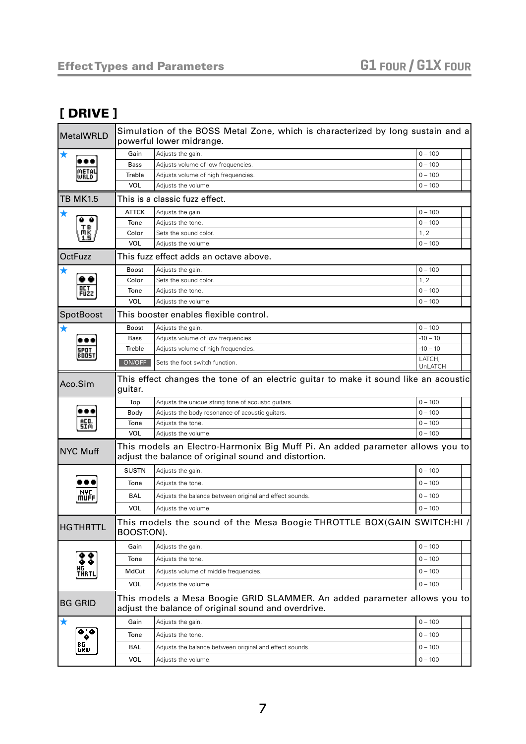## [ DRIVE ]

| Effect | Parameter | Description | Range |
|---|---|---|---|
| **MetalWRLD** ★ | | Simulation of the BOSS Metal Zone, which is characterized by long sustain and a powerful lower midrange. | |
| | Gain | Adjusts the gain. | 0 – 100 |
| | Bass | Adjusts volume of low frequencies. | 0 – 100 |
| | Treble | Adjusts volume of high frequencies. | 0 – 100 |
| | VOL | Adjusts the volume. | 0 – 100 |
| **TB MK1.5** ★ | | This is a classic fuzz effect. | |
| | ATTCK | Adjusts the gain. | 0 – 100 |
| | Tone | Adjusts the tone. | 0 – 100 |
| | Color | Sets the sound color. | 1, 2 |
| | VOL | Adjusts the volume. | 0 – 100 |
| **OctFuzz** ★ | | This fuzz effect adds an octave above. | |
| | Boost | Adjusts the gain. | 0 – 100 |
| | Color | Sets the sound color. | 1, 2 |
| | Tone | Adjusts the tone. | 0 – 100 |
| | VOL | Adjusts the volume. | 0 – 100 |
| **SpotBoost** ★ | | This booster enables flexible control. | |
| | Boost | Adjusts the gain. | 0 – 100 |
| | Bass | Adjusts volume of low frequencies. | -10 – 10 |
| | Treble | Adjusts volume of high frequencies. | -10 – 10 |
| | ON/OFF | Sets the foot switch function. | LATCH, UnLATCH |
| **Aco.Sim** | | This effect changes the tone of an electric guitar to make it sound like an acoustic guitar. | |
| | Top | Adjusts the unique string tone of acoustic guitars. | 0 – 100 |
| | Body | Adjusts the body resonance of acoustic guitars. | 0 – 100 |
| | Tone | Adjusts the tone. | 0 – 100 |
| | VOL | Adjusts the volume. | 0 – 100 |
| **NYC Muff** | | This models an Electro-Harmonix Big Muff Pi. An added parameter allows you to adjust the balance of original sound and distortion. | |
| | SUSTN | Adjusts the gain. | 0 – 100 |
| | Tone | Adjusts the tone. | 0 – 100 |
| | BAL | Adjusts the balance between original and effect sounds. | 0 – 100 |
| | VOL | Adjusts the volume. | 0 – 100 |
| **HG THRTTL** | | This models the sound of the Mesa Boogie THROTTLE BOX(GAIN SWITCH:HI / BOOST:ON). | |
| | Gain | Adjusts the gain. | 0 – 100 |
| | Tone | Adjusts the tone. | 0 – 100 |
| | MdCut | Adjusts volume of middle frequencies. | 0 – 100 |
| | VOL | Adjusts the volume. | 0 – 100 |
| **BG GRID** ★ | | This models a Mesa Boogie GRID SLAMMER. An added parameter allows you to adjust the balance of original sound and overdrive. | |
| | Gain | Adjusts the gain. | 0 – 100 |
| | Tone | Adjusts the tone. | 0 – 100 |
| | BAL | Adjusts the balance between original and effect sounds. | 0 – 100 |
| | VOL | Adjusts the volume. | 0 – 100 |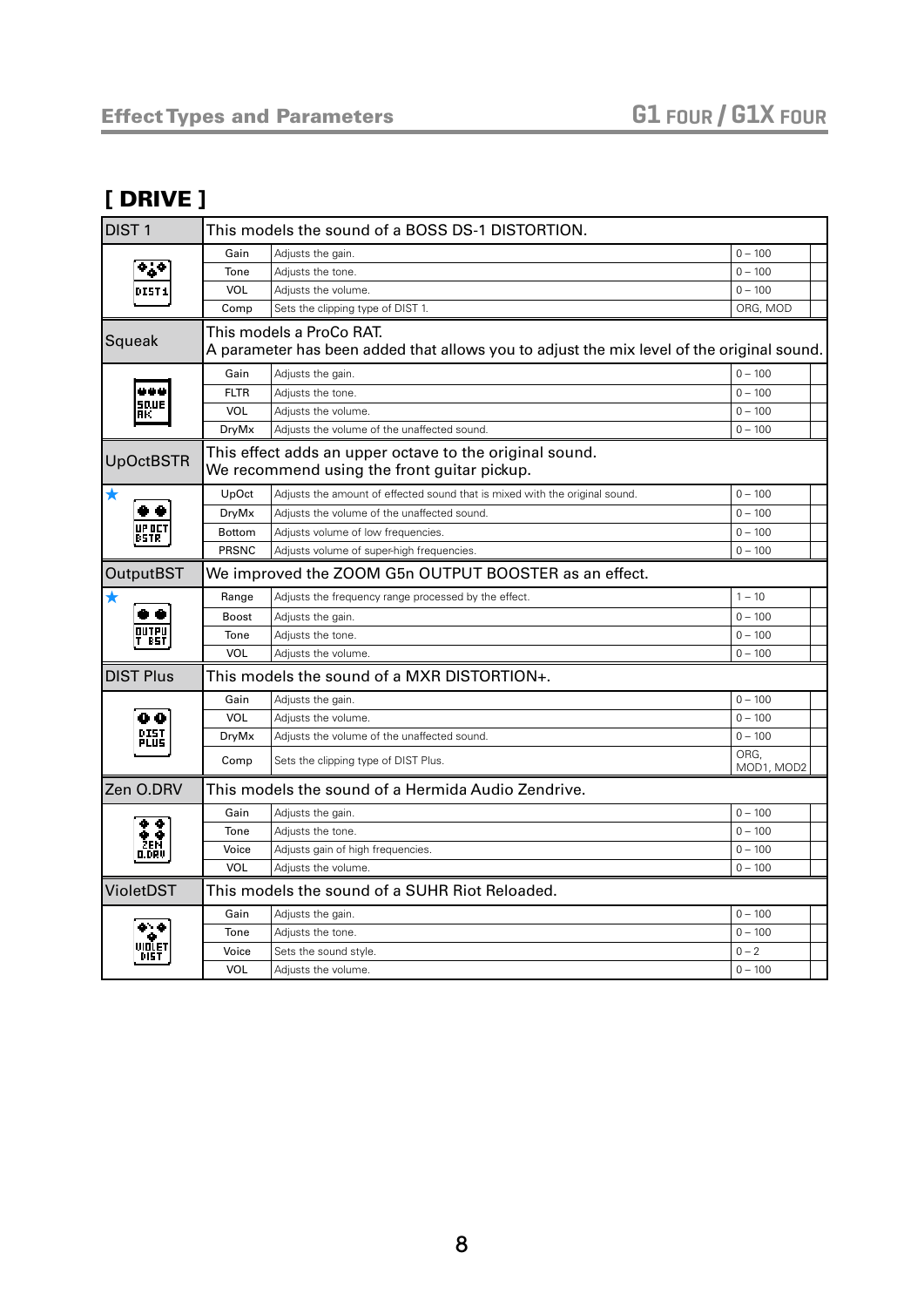## [ DRIVE ]

| DIST 1 | This models the sound of a BOSS DS-1 DISTORTION. | |
|---|---|---|
| Gain | Adjusts the gain. | 0 – 100 |
| Tone | Adjusts the tone. | 0 – 100 |
| VOL | Adjusts the volume. | 0 – 100 |
| Comp | Sets the clipping type of DIST 1. | ORG, MOD |

| Squeak | This models a ProCo RAT. A parameter has been added that allows you to adjust the mix level of the original sound. | |
|---|---|---|
| Gain | Adjusts the gain. | 0 – 100 |
| FLTR | Adjusts the tone. | 0 – 100 |
| VOL | Adjusts the volume. | 0 – 100 |
| DryMx | Adjusts the volume of the unaffected sound. | 0 – 100 |

| UpOctBSTR ★ | This effect adds an upper octave to the original sound. We recommend using the front guitar pickup. | |
|---|---|---|
| UpOct | Adjusts the amount of effected sound that is mixed with the original sound. | 0 – 100 |
| DryMx | Adjusts the volume of the unaffected sound. | 0 – 100 |
| Bottom | Adjusts volume of low frequencies. | 0 – 100 |
| PRSNC | Adjusts volume of super-high frequencies. | 0 – 100 |

| OutputBST ★ | We improved the ZOOM G5n OUTPUT BOOSTER as an effect. | |
|---|---|---|
| Range | Adjusts the frequency range processed by the effect. | 1 – 10 |
| Boost | Adjusts the gain. | 0 – 100 |
| Tone | Adjusts the tone. | 0 – 100 |
| VOL | Adjusts the volume. | 0 – 100 |

| DIST Plus | This models the sound of a MXR DISTORTION+. | |
|---|---|---|
| Gain | Adjusts the gain. | 0 – 100 |
| VOL | Adjusts the volume. | 0 – 100 |
| DryMx | Adjusts the volume of the unaffected sound. | 0 – 100 |
| Comp | Sets the clipping type of DIST Plus. | ORG, MOD1, MOD2 |

| Zen O.DRV | This models the sound of a Hermida Audio Zendrive. | |
|---|---|---|
| Gain | Adjusts the gain. | 0 – 100 |
| Tone | Adjusts the tone. | 0 – 100 |
| Voice | Adjusts gain of high frequencies. | 0 – 100 |
| VOL | Adjusts the volume. | 0 – 100 |

| VioletDST | This models the sound of a SUHR Riot Reloaded. | |
|---|---|---|
| Gain | Adjusts the gain. | 0 – 100 |
| Tone | Adjusts the tone. | 0 – 100 |
| Voice | Sets the sound style. | 0 – 2 |
| VOL | Adjusts the volume. | 0 – 100 |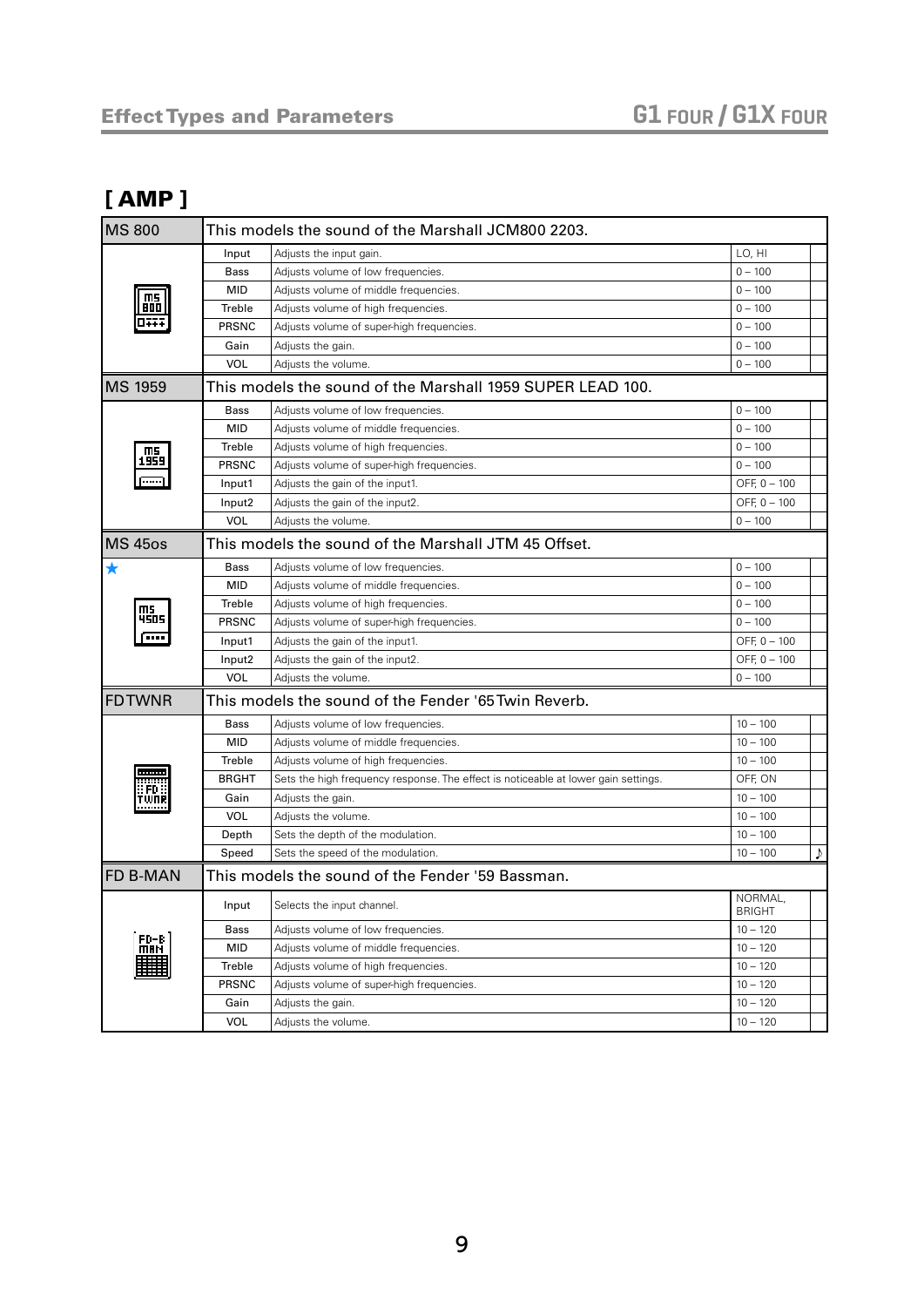## [ AMP ]

| MS 800 | This models the sound of the Marshall JCM800 2203. | | | |
|---|---|---|---|---|
| | Input | Adjusts the input gain. | LO, HI | |
| | Bass | Adjusts volume of low frequencies. | 0 – 100 | |
| | MID | Adjusts volume of middle frequencies. | 0 – 100 | |
| | Treble | Adjusts volume of high frequencies. | 0 – 100 | |
| | PRSNC | Adjusts volume of super-high frequencies. | 0 – 100 | |
| | Gain | Adjusts the gain. | 0 – 100 | |
| | VOL | Adjusts the volume. | 0 – 100 | |

| MS 1959 | This models the sound of the Marshall 1959 SUPER LEAD 100. | | | |
|---|---|---|---|---|
| | Bass | Adjusts volume of low frequencies. | 0 – 100 | |
| | MID | Adjusts volume of middle frequencies. | 0 – 100 | |
| | Treble | Adjusts volume of high frequencies. | 0 – 100 | |
| | PRSNC | Adjusts volume of super-high frequencies. | 0 – 100 | |
| | Input1 | Adjusts the gain of the input1. | OFF, 0 – 100 | |
| | Input2 | Adjusts the gain of the input2. | OFF, 0 – 100 | |
| | VOL | Adjusts the volume. | 0 – 100 | |

| MS 45os | This models the sound of the Marshall JTM 45 Offset. | | | |
|---|---|---|---|---|
| ★ | Bass | Adjusts volume of low frequencies. | 0 – 100 | |
| | MID | Adjusts volume of middle frequencies. | 0 – 100 | |
| | Treble | Adjusts volume of high frequencies. | 0 – 100 | |
| | PRSNC | Adjusts volume of super-high frequencies. | 0 – 100 | |
| | Input1 | Adjusts the gain of the input1. | OFF, 0 – 100 | |
| | Input2 | Adjusts the gain of the input2. | OFF, 0 – 100 | |
| | VOL | Adjusts the volume. | 0 – 100 | |

| FD TWNR | This models the sound of the Fender '65 Twin Reverb. | | | |
|---|---|---|---|---|
| | Bass | Adjusts volume of low frequencies. | 10 – 100 | |
| | MID | Adjusts volume of middle frequencies. | 10 – 100 | |
| | Treble | Adjusts volume of high frequencies. | 10 – 100 | |
| | BRGHT | Sets the high frequency response. The effect is noticeable at lower gain settings. | OFF, ON | |
| | Gain | Adjusts the gain. | 10 – 100 | |
| | VOL | Adjusts the volume. | 10 – 100 | |
| | Depth | Sets the depth of the modulation. | 10 – 100 | |
| | Speed | Sets the speed of the modulation. | 10 – 100 | ♪ |

| FD B-MAN | This models the sound of the Fender '59 Bassman. | | | |
|---|---|---|---|---|
| | Input | Selects the input channel. | NORMAL, BRIGHT | |
| | Bass | Adjusts volume of low frequencies. | 10 – 120 | |
| | MID | Adjusts volume of middle frequencies. | 10 – 120 | |
| | Treble | Adjusts volume of high frequencies. | 10 – 120 | |
| | PRSNC | Adjusts volume of super-high frequencies. | 10 – 120 | |
| | Gain | Adjusts the gain. | 10 – 120 | |
| | VOL | Adjusts the volume. | 10 – 120 | |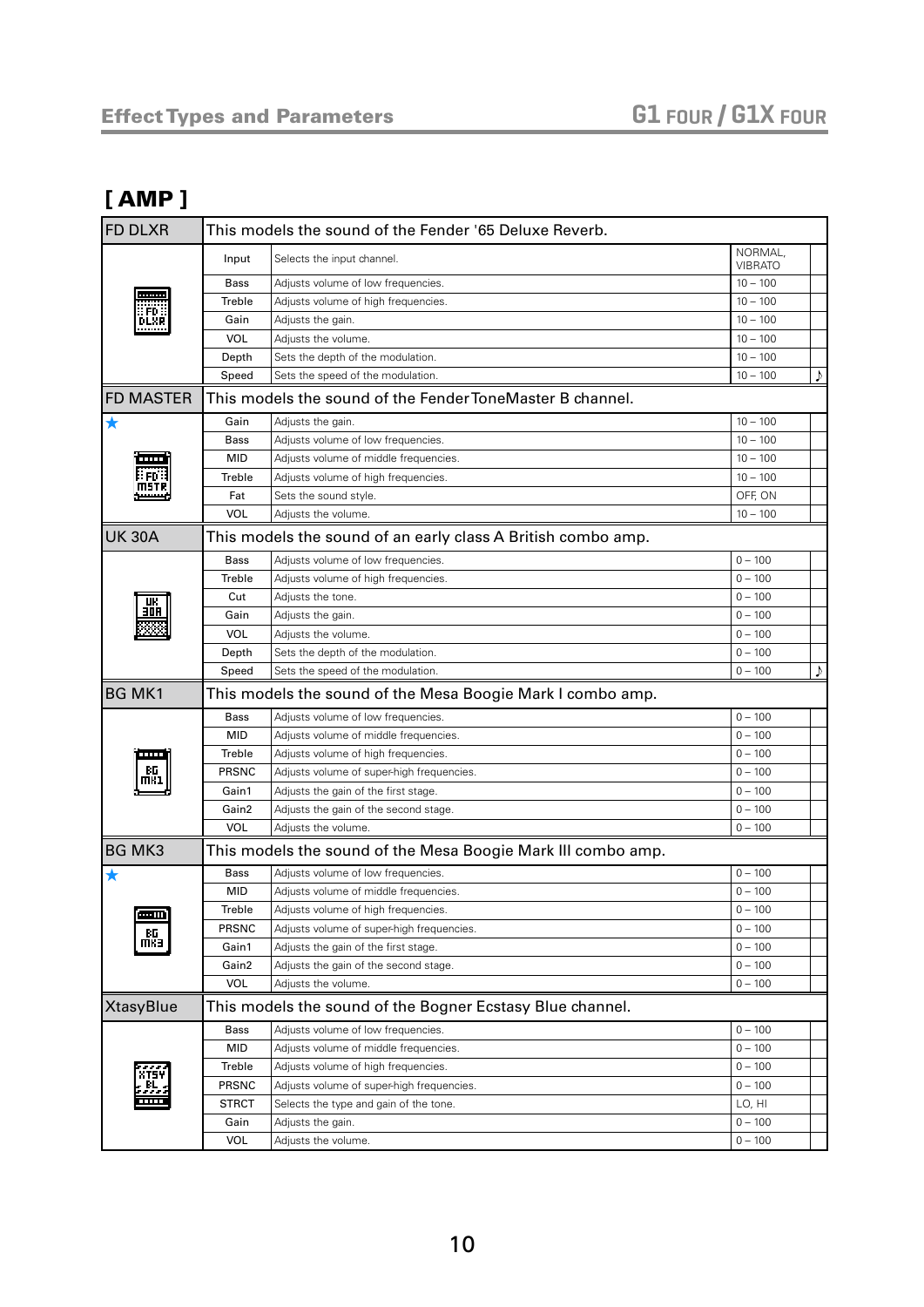Effect Types and Parameters

## [ AMP ]

| FD DLXR | This models the sound of the Fender '65 Deluxe Reverb. | | | |
|---|---|---|---|---|
| | Input | Selects the input channel. | NORMAL, VIBRATO | |
| | Bass | Adjusts volume of low frequencies. | 10 – 100 | |
| | Treble | Adjusts volume of high frequencies. | 10 – 100 | |
| | Gain | Adjusts the gain. | 10 – 100 | |
| | VOL | Adjusts the volume. | 10 – 100 | |
| | Depth | Sets the depth of the modulation. | 10 – 100 | |
| | Speed | Sets the speed of the modulation. | 10 – 100 | ♪ |
| **FD MASTER** | This models the sound of the Fender ToneMaster B channel. | | | |
| ★ | Gain | Adjusts the gain. | 10 – 100 | |
| | Bass | Adjusts volume of low frequencies. | 10 – 100 | |
| | MID | Adjusts volume of middle frequencies. | 10 – 100 | |
| | Treble | Adjusts volume of high frequencies. | 10 – 100 | |
| | Fat | Sets the sound style. | OFF, ON | |
| | VOL | Adjusts the volume. | 10 – 100 | |
| **UK 30A** | This models the sound of an early class A British combo amp. | | | |
| | Bass | Adjusts volume of low frequencies. | 0 – 100 | |
| | Treble | Adjusts volume of high frequencies. | 0 – 100 | |
| | Cut | Adjusts the tone. | 0 – 100 | |
| | Gain | Adjusts the gain. | 0 – 100 | |
| | VOL | Adjusts the volume. | 0 – 100 | |
| | Depth | Sets the depth of the modulation. | 0 – 100 | |
| | Speed | Sets the speed of the modulation. | 0 – 100 | ♪ |
| **BG MK1** | This models the sound of the Mesa Boogie Mark I combo amp. | | | |
| | Bass | Adjusts volume of low frequencies. | 0 – 100 | |
| | MID | Adjusts volume of middle frequencies. | 0 – 100 | |
| | Treble | Adjusts volume of high frequencies. | 0 – 100 | |
| | PRSNC | Adjusts volume of super-high frequencies. | 0 – 100 | |
| | Gain1 | Adjusts the gain of the first stage. | 0 – 100 | |
| | Gain2 | Adjusts the gain of the second stage. | 0 – 100 | |
| | VOL | Adjusts the volume. | 0 – 100 | |
| **BG MK3** | This models the sound of the Mesa Boogie Mark III combo amp. | | | |
| ★ | Bass | Adjusts volume of low frequencies. | 0 – 100 | |
| | MID | Adjusts volume of middle frequencies. | 0 – 100 | |
| | Treble | Adjusts volume of high frequencies. | 0 – 100 | |
| | PRSNC | Adjusts volume of super-high frequencies. | 0 – 100 | |
| | Gain1 | Adjusts the gain of the first stage. | 0 – 100 | |
| | Gain2 | Adjusts the gain of the second stage. | 0 – 100 | |
| | VOL | Adjusts the volume. | 0 – 100 | |
| **XtasyBlue** | This models the sound of the Bogner Ecstasy Blue channel. | | | |
| | Bass | Adjusts volume of low frequencies. | 0 – 100 | |
| | MID | Adjusts volume of middle frequencies. | 0 – 100 | |
| | Treble | Adjusts volume of high frequencies. | 0 – 100 | |
| | PRSNC | Adjusts volume of super-high frequencies. | 0 – 100 | |
| | STRCT | Selects the type and gain of the tone. | LO, HI | |
| | Gain | Adjusts the gain. | 0 – 100 | |
| | VOL | Adjusts the volume. | 0 – 100 | |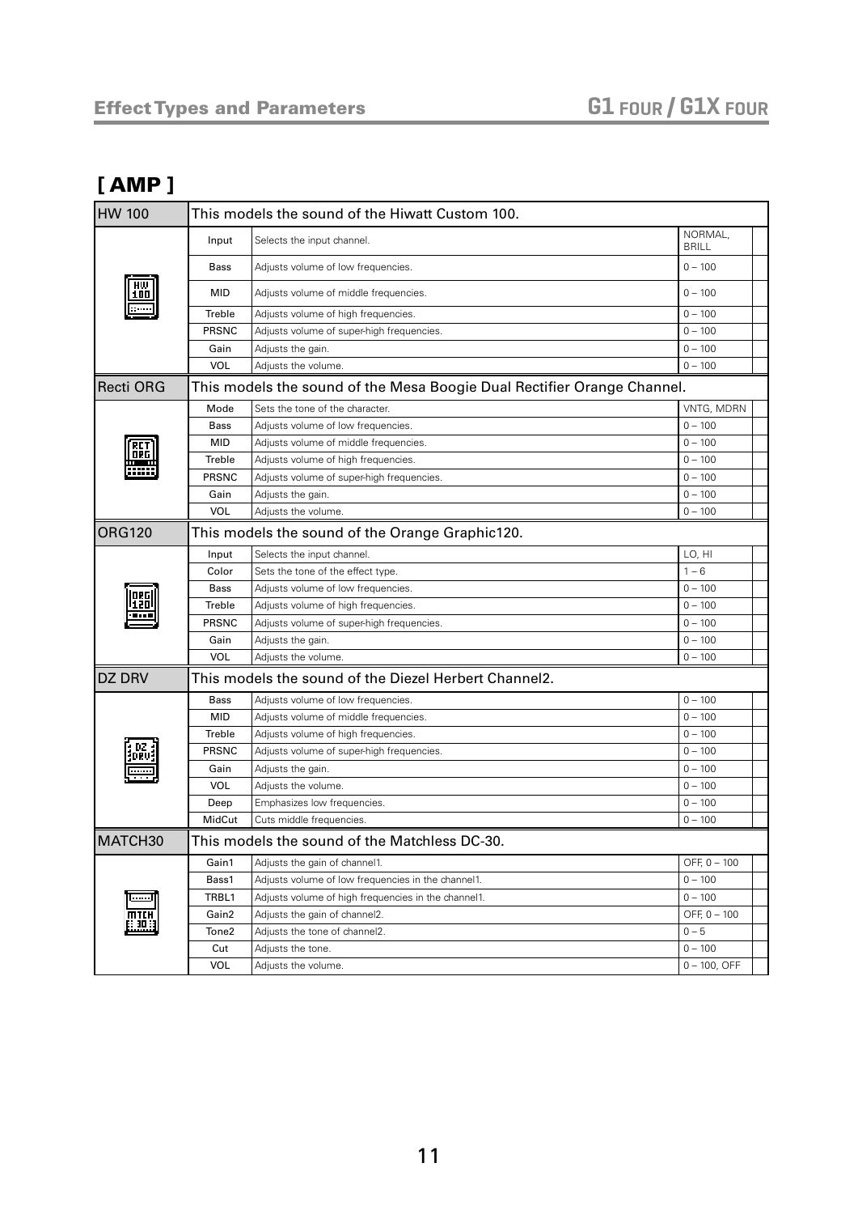# [ AMP ]

| HW 100 | This models the sound of the Hiwatt Custom 100. | | |
|---|---|---|---|
| | Input | Selects the input channel. | NORMAL, BRILL |
| | Bass | Adjusts volume of low frequencies. | 0 – 100 |
| | MID | Adjusts volume of middle frequencies. | 0 – 100 |
| | Treble | Adjusts volume of high frequencies. | 0 – 100 |
| | PRSNC | Adjusts volume of super-high frequencies. | 0 – 100 |
| | Gain | Adjusts the gain. | 0 – 100 |
| | VOL | Adjusts the volume. | 0 – 100 |

| Recti ORG | This models the sound of the Mesa Boogie Dual Rectifier Orange Channel. | | |
|---|---|---|---|
| | Mode | Sets the tone of the character. | VNTG, MDRN |
| | Bass | Adjusts volume of low frequencies. | 0 – 100 |
| | MID | Adjusts volume of middle frequencies. | 0 – 100 |
| | Treble | Adjusts volume of high frequencies. | 0 – 100 |
| | PRSNC | Adjusts volume of super-high frequencies. | 0 – 100 |
| | Gain | Adjusts the gain. | 0 – 100 |
| | VOL | Adjusts the volume. | 0 – 100 |

| ORG120 | This models the sound of the Orange Graphic120. | | |
|---|---|---|---|
| | Input | Selects the input channel. | LO, HI |
| | Color | Sets the tone of the effect type. | 1 – 6 |
| | Bass | Adjusts volume of low frequencies. | 0 – 100 |
| | Treble | Adjusts volume of high frequencies. | 0 – 100 |
| | PRSNC | Adjusts volume of super-high frequencies. | 0 – 100 |
| | Gain | Adjusts the gain. | 0 – 100 |
| | VOL | Adjusts the volume. | 0 – 100 |

| DZ DRV | This models the sound of the Diezel Herbert Channel2. | | |
|---|---|---|---|
| | Bass | Adjusts volume of low frequencies. | 0 – 100 |
| | MID | Adjusts volume of middle frequencies. | 0 – 100 |
| | Treble | Adjusts volume of high frequencies. | 0 – 100 |
| | PRSNC | Adjusts volume of super-high frequencies. | 0 – 100 |
| | Gain | Adjusts the gain. | 0 – 100 |
| | VOL | Adjusts the volume. | 0 – 100 |
| | Deep | Emphasizes low frequencies. | 0 – 100 |
| | MidCut | Cuts middle frequencies. | 0 – 100 |

| MATCH30 | This models the sound of the Matchless DC-30. | | |
|---|---|---|---|
| | Gain1 | Adjusts the gain of channel1. | OFF, 0 – 100 |
| | Bass1 | Adjusts volume of low frequencies in the channel1. | 0 – 100 |
| | TRBL1 | Adjusts volume of high frequencies in the channel1. | 0 – 100 |
| | Gain2 | Adjusts the gain of channel2. | OFF, 0 – 100 |
| | Tone2 | Adjusts the tone of channel2. | 0 – 5 |
| | Cut | Adjusts the tone. | 0 – 100 |
| | VOL | Adjusts the volume. | 0 – 100, OFF |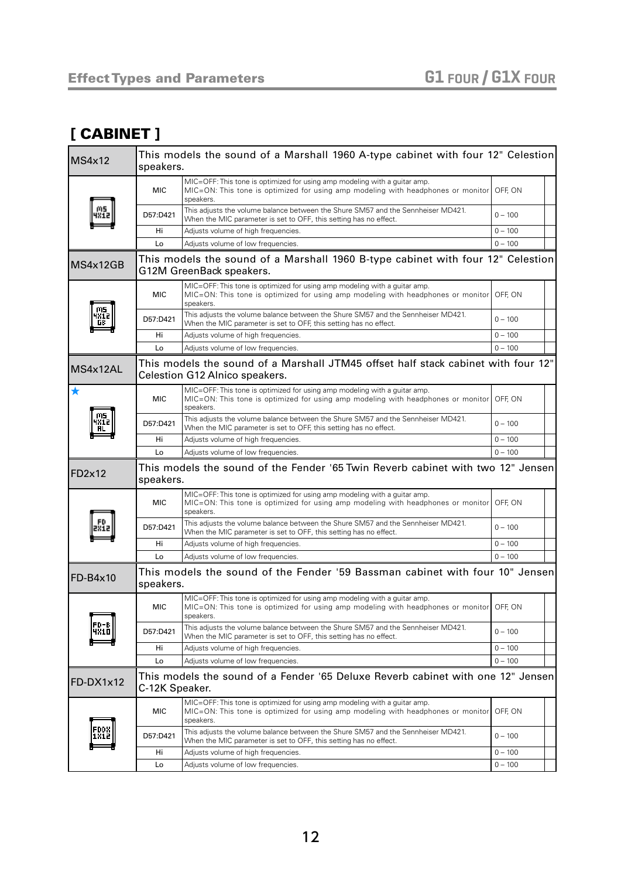## [ CABINET ]

| MS4x12 | This models the sound of a Marshall 1960 A-type cabinet with four 12" Celestion speakers. | | |
|---|---|---|---|
| | MIC | MIC=OFF: This tone is optimized for using amp modeling with a guitar amp. MIC=ON: This tone is optimized for using amp modeling with headphones or monitor speakers. | OFF, ON |
| | D57:D421 | This adjusts the volume balance between the Shure SM57 and the Sennheiser MD421. When the MIC parameter is set to OFF, this setting has no effect. | 0 – 100 |
| | Hi | Adjusts volume of high frequencies. | 0 – 100 |
| | Lo | Adjusts volume of low frequencies. | 0 – 100 |

| MS4x12GB | This models the sound of a Marshall 1960 B-type cabinet with four 12" Celestion G12M GreenBack speakers. | | |
|---|---|---|---|
| | MIC | MIC=OFF: This tone is optimized for using amp modeling with a guitar amp. MIC=ON: This tone is optimized for using amp modeling with headphones or monitor speakers. | OFF, ON |
| | D57:D421 | This adjusts the volume balance between the Shure SM57 and the Sennheiser MD421. When the MIC parameter is set to OFF, this setting has no effect. | 0 – 100 |
| | Hi | Adjusts volume of high frequencies. | 0 – 100 |
| | Lo | Adjusts volume of low frequencies. | 0 – 100 |

| MS4x12AL | This models the sound of a Marshall JTM45 offset half stack cabinet with four 12" Celestion G12 Alnico speakers. | | |
|---|---|---|---|
| ★ | MIC | MIC=OFF: This tone is optimized for using amp modeling with a guitar amp. MIC=ON: This tone is optimized for using amp modeling with headphones or monitor speakers. | OFF, ON |
| | D57:D421 | This adjusts the volume balance between the Shure SM57 and the Sennheiser MD421. When the MIC parameter is set to OFF, this setting has no effect. | 0 – 100 |
| | Hi | Adjusts volume of high frequencies. | 0 – 100 |
| | Lo | Adjusts volume of low frequencies. | 0 – 100 |

| FD2x12 | This models the sound of the Fender '65 Twin Reverb cabinet with two 12" Jensen speakers. | | |
|---|---|---|---|
| | MIC | MIC=OFF: This tone is optimized for using amp modeling with a guitar amp. MIC=ON: This tone is optimized for using amp modeling with headphones or monitor speakers. | OFF, ON |
| | D57:D421 | This adjusts the volume balance between the Shure SM57 and the Sennheiser MD421. When the MIC parameter is set to OFF, this setting has no effect. | 0 – 100 |
| | Hi | Adjusts volume of high frequencies. | 0 – 100 |
| | Lo | Adjusts volume of low frequencies. | 0 – 100 |

| FD-B4x10 | This models the sound of the Fender '59 Bassman cabinet with four 10" Jensen speakers. | | |
|---|---|---|---|
| | MIC | MIC=OFF: This tone is optimized for using amp modeling with a guitar amp. MIC=ON: This tone is optimized for using amp modeling with headphones or monitor speakers. | OFF, ON |
| | D57:D421 | This adjusts the volume balance between the Shure SM57 and the Sennheiser MD421. When the MIC parameter is set to OFF, this setting has no effect. | 0 – 100 |
| | Hi | Adjusts volume of high frequencies. | 0 – 100 |
| | Lo | Adjusts volume of low frequencies. | 0 – 100 |

| FD-DX1x12 | This models the sound of a Fender '65 Deluxe Reverb cabinet with one 12" Jensen C-12K Speaker. | | |
|---|---|---|---|
| | MIC | MIC=OFF: This tone is optimized for using amp modeling with a guitar amp. MIC=ON: This tone is optimized for using amp modeling with headphones or monitor speakers. | OFF, ON |
| | D57:D421 | This adjusts the volume balance between the Shure SM57 and the Sennheiser MD421. When the MIC parameter is set to OFF, this setting has no effect. | 0 – 100 |
| | Hi | Adjusts volume of high frequencies. | 0 – 100 |
| | Lo | Adjusts volume of low frequencies. | 0 – 100 |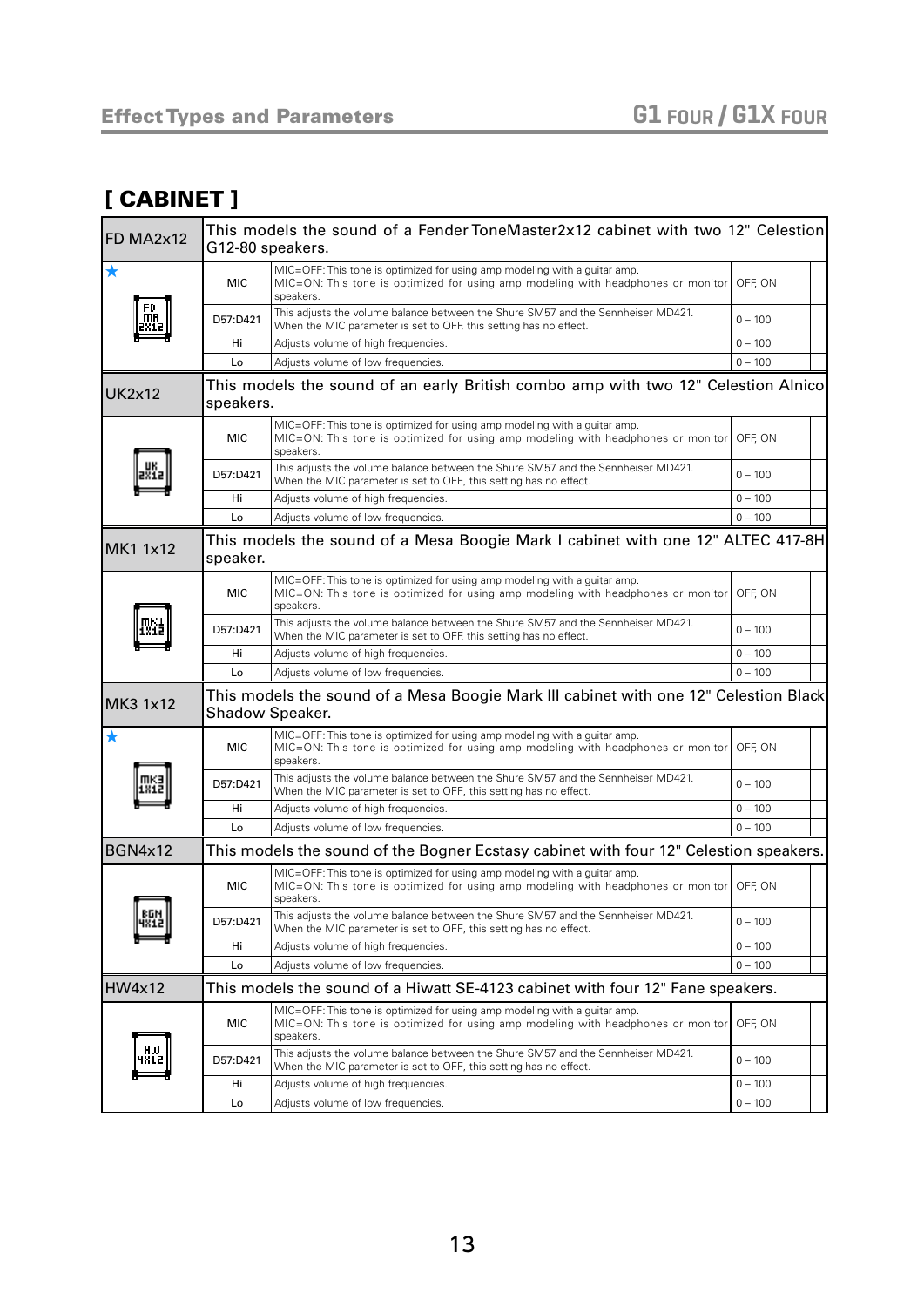## [ CABINET ]

| FD MA2x12 | This models the sound of a Fender ToneMaster2x12 cabinet with two 12" Celestion G12-80 speakers. | | |
|---|---|---|---|
| ★ | MIC | MIC=OFF: This tone is optimized for using amp modeling with a guitar amp. MIC=ON: This tone is optimized for using amp modeling with headphones or monitor speakers. | OFF, ON |
| | D57:D421 | This adjusts the volume balance between the Shure SM57 and the Sennheiser MD421. When the MIC parameter is set to OFF, this setting has no effect. | 0 – 100 |
| | Hi | Adjusts volume of high frequencies. | 0 – 100 |
| | Lo | Adjusts volume of low frequencies. | 0 – 100 |

| UK2x12 | This models the sound of an early British combo amp with two 12" Celestion Alnico speakers. | | |
|---|---|---|---|
| | MIC | MIC=OFF: This tone is optimized for using amp modeling with a guitar amp. MIC=ON: This tone is optimized for using amp modeling with headphones or monitor speakers. | OFF, ON |
| | D57:D421 | This adjusts the volume balance between the Shure SM57 and the Sennheiser MD421. When the MIC parameter is set to OFF, this setting has no effect. | 0 – 100 |
| | Hi | Adjusts volume of high frequencies. | 0 – 100 |
| | Lo | Adjusts volume of low frequencies. | 0 – 100 |

| MK1 1x12 | This models the sound of a Mesa Boogie Mark I cabinet with one 12" ALTEC 417-8H speaker. | | |
|---|---|---|---|
| | MIC | MIC=OFF: This tone is optimized for using amp modeling with a guitar amp. MIC=ON: This tone is optimized for using amp modeling with headphones or monitor speakers. | OFF, ON |
| | D57:D421 | This adjusts the volume balance between the Shure SM57 and the Sennheiser MD421. When the MIC parameter is set to OFF, this setting has no effect. | 0 – 100 |
| | Hi | Adjusts volume of high frequencies. | 0 – 100 |
| | Lo | Adjusts volume of low frequencies. | 0 – 100 |

| MK3 1x12 | This models the sound of a Mesa Boogie Mark III cabinet with one 12" Celestion Black Shadow Speaker. | | |
|---|---|---|---|
| ★ | MIC | MIC=OFF: This tone is optimized for using amp modeling with a guitar amp. MIC=ON: This tone is optimized for using amp modeling with headphones or monitor speakers. | OFF, ON |
| | D57:D421 | This adjusts the volume balance between the Shure SM57 and the Sennheiser MD421. When the MIC parameter is set to OFF, this setting has no effect. | 0 – 100 |
| | Hi | Adjusts volume of high frequencies. | 0 – 100 |
| | Lo | Adjusts volume of low frequencies. | 0 – 100 |

| BGN4x12 | This models the sound of the Bogner Ecstasy cabinet with four 12" Celestion speakers. | | |
|---|---|---|---|
| | MIC | MIC=OFF: This tone is optimized for using amp modeling with a guitar amp. MIC=ON: This tone is optimized for using amp modeling with headphones or monitor speakers. | OFF, ON |
| | D57:D421 | This adjusts the volume balance between the Shure SM57 and the Sennheiser MD421. When the MIC parameter is set to OFF, this setting has no effect. | 0 – 100 |
| | Hi | Adjusts volume of high frequencies. | 0 – 100 |
| | Lo | Adjusts volume of low frequencies. | 0 – 100 |

| HW4x12 | This models the sound of a Hiwatt SE-4123 cabinet with four 12" Fane speakers. | | |
|---|---|---|---|
| | MIC | MIC=OFF: This tone is optimized for using amp modeling with a guitar amp. MIC=ON: This tone is optimized for using amp modeling with headphones or monitor speakers. | OFF, ON |
| | D57:D421 | This adjusts the volume balance between the Shure SM57 and the Sennheiser MD421. When the MIC parameter is set to OFF, this setting has no effect. | 0 – 100 |
| | Hi | Adjusts volume of high frequencies. | 0 – 100 |
| | Lo | Adjusts volume of low frequencies. | 0 – 100 |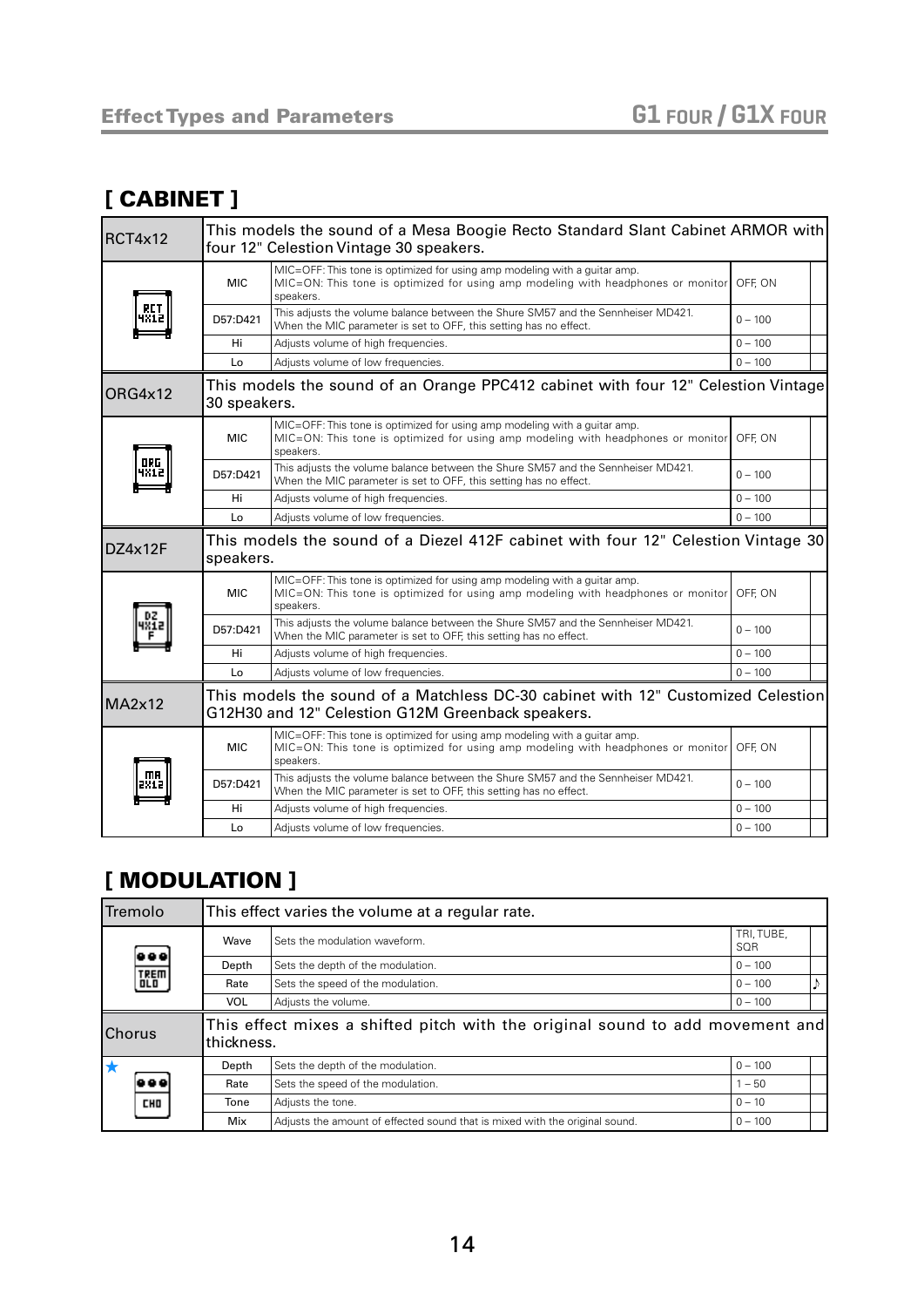## [ CABINET ]

| RCT4x12 | This models the sound of a Mesa Boogie Recto Standard Slant Cabinet ARMOR with four 12" Celestion Vintage 30 speakers. | | | |
|---|---|---|---|---|
| | MIC | MIC=OFF: This tone is optimized for using amp modeling with a guitar amp. MIC=ON: This tone is optimized for using amp modeling with headphones or monitor speakers. | OFF, ON | |
| | D57:D421 | This adjusts the volume balance between the Shure SM57 and the Sennheiser MD421. When the MIC parameter is set to OFF, this setting has no effect. | 0 – 100 | |
| | Hi | Adjusts volume of high frequencies. | 0 – 100 | |
| | Lo | Adjusts volume of low frequencies. | 0 – 100 | |
| **ORG4x12** | This models the sound of an Orange PPC412 cabinet with four 12" Celestion Vintage 30 speakers. | | | |
| | MIC | MIC=OFF: This tone is optimized for using amp modeling with a guitar amp. MIC=ON: This tone is optimized for using amp modeling with headphones or monitor speakers. | OFF, ON | |
| | D57:D421 | This adjusts the volume balance between the Shure SM57 and the Sennheiser MD421. When the MIC parameter is set to OFF, this setting has no effect. | 0 – 100 | |
| | Hi | Adjusts volume of high frequencies. | 0 – 100 | |
| | Lo | Adjusts volume of low frequencies. | 0 – 100 | |
| **DZ4x12F** | This models the sound of a Diezel 412F cabinet with four 12" Celestion Vintage 30 speakers. | | | |
| | MIC | MIC=OFF: This tone is optimized for using amp modeling with a guitar amp. MIC=ON: This tone is optimized for using amp modeling with headphones or monitor speakers. | OFF, ON | |
| | D57:D421 | This adjusts the volume balance between the Shure SM57 and the Sennheiser MD421. When the MIC parameter is set to OFF, this setting has no effect. | 0 – 100 | |
| | Hi | Adjusts volume of high frequencies. | 0 – 100 | |
| | Lo | Adjusts volume of low frequencies. | 0 – 100 | |
| **MA2x12** | This models the sound of a Matchless DC-30 cabinet with 12" Customized Celestion G12H30 and 12" Celestion G12M Greenback speakers. | | | |
| | MIC | MIC=OFF: This tone is optimized for using amp modeling with a guitar amp. MIC=ON: This tone is optimized for using amp modeling with headphones or monitor speakers. | OFF, ON | |
| | D57:D421 | This adjusts the volume balance between the Shure SM57 and the Sennheiser MD421. When the MIC parameter is set to OFF, this setting has no effect. | 0 – 100 | |
| | Hi | Adjusts volume of high frequencies. | 0 – 100 | |
| | Lo | Adjusts volume of low frequencies. | 0 – 100 | |

## [ MODULATION ]

| Tremolo | This effect varies the volume at a regular rate. | | | |
|---|---|---|---|---|
| | Wave | Sets the modulation waveform. | TRI, TUBE, SQR | |
| | Depth | Sets the depth of the modulation. | 0 – 100 | |
| | Rate | Sets the speed of the modulation. | 0 – 100 | ♪ |
| | VOL | Adjusts the volume. | 0 – 100 | |
| **Chorus** | This effect mixes a shifted pitch with the original sound to add movement and thickness. | | | |
| ★ | Depth | Sets the depth of the modulation. | 0 – 100 | |
| | Rate | Sets the speed of the modulation. | 1 – 50 | |
| | Tone | Adjusts the tone. | 0 – 10 | |
| | Mix | Adjusts the amount of effected sound that is mixed with the original sound. | 0 – 100 | |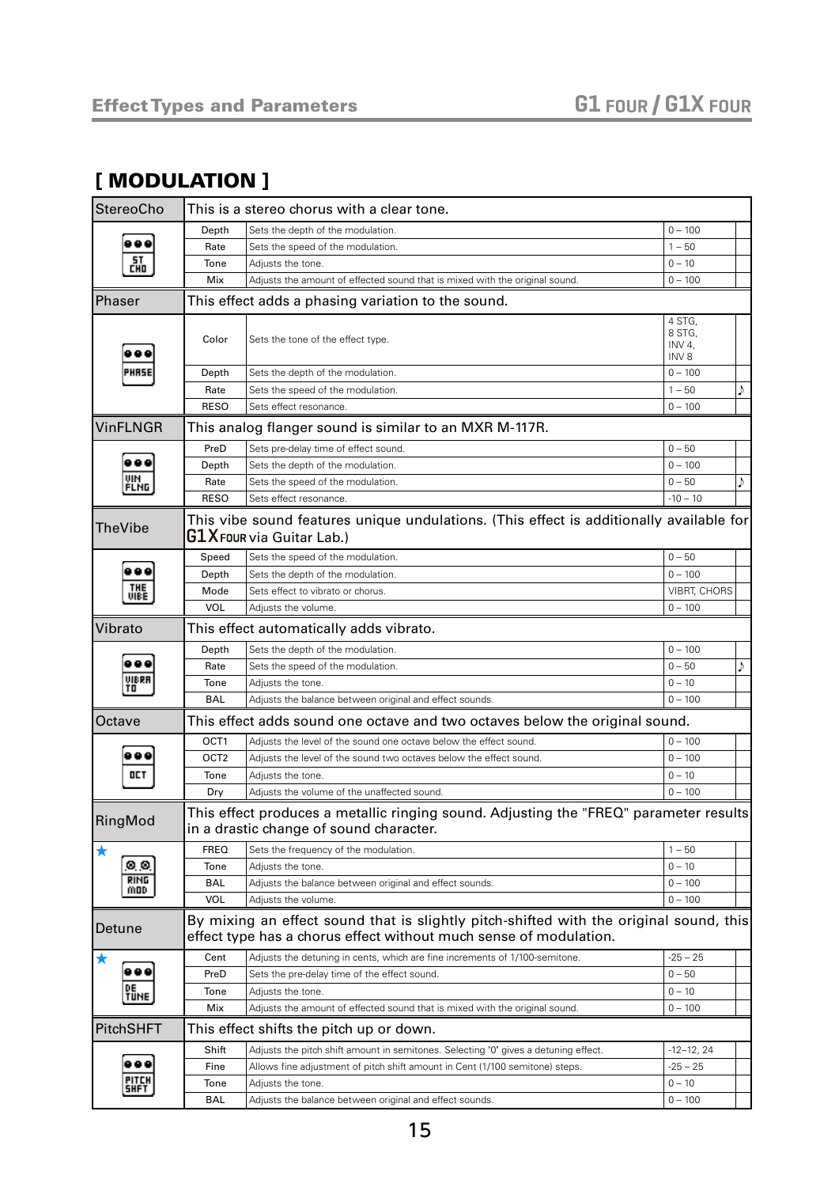## [ MODULATION ]

| StereoCho | This is a stereo chorus with a clear tone. | | |
|---|---|---|---|
| | Depth | Sets the depth of the modulation. | 0 – 100 |
| | Rate | Sets the speed of the modulation. | 1 – 50 |
| | Tone | Adjusts the tone. | 0 – 10 |
| | Mix | Adjusts the amount of effected sound that is mixed with the original sound. | 0 – 100 |

| Phaser | This effect adds a phasing variation to the sound. | | | |
|---|---|---|---|---|
| | Color | Sets the tone of the effect type. | 4 STG, 8 STG, INV 4, INV 8 | |
| | Depth | Sets the depth of the modulation. | 0 – 100 | |
| | Rate | Sets the speed of the modulation. | 1 – 50 | ♪ |
| | RESO | Sets effect resonance. | 0 – 100 | |

| VinFLNGR | This analog flanger sound is similar to an MXR M-117R. | | | |
|---|---|---|---|---|
| | PreD | Sets pre-delay time of effect sound. | 0 – 50 | |
| | Depth | Sets the depth of the modulation. | 0 – 100 | |
| | Rate | Sets the speed of the modulation. | 0 – 50 | ♪ |
| | RESO | Sets effect resonance. | -10 – 10 | |

| TheVibe | This vibe sound features unique undulations. (This effect is additionally available for G1X FOUR via Guitar Lab.) | | |
|---|---|---|---|
| | Speed | Sets the speed of the modulation. | 0 – 50 |
| | Depth | Sets the depth of the modulation. | 0 – 100 |
| | Mode | Sets effect to vibrato or chorus. | VIBRT, CHORS |
| | VOL | Adjusts the volume. | 0 – 100 |

| Vibrato | This effect automatically adds vibrato. | | | |
|---|---|---|---|---|
| | Depth | Sets the depth of the modulation. | 0 – 100 | |
| | Rate | Sets the speed of the modulation. | 0 – 50 | ♪ |
| | Tone | Adjusts the tone. | 0 – 10 | |
| | BAL | Adjusts the balance between original and effect sounds. | 0 – 100 | |

| Octave | This effect adds sound one octave and two octaves below the original sound. | | |
|---|---|---|---|
| | OCT1 | Adjusts the level of the sound one octave below the effect sound. | 0 – 100 |
| | OCT2 | Adjusts the level of the sound two octaves below the effect sound. | 0 – 100 |
| | Tone | Adjusts the tone. | 0 – 10 |
| | Dry | Adjusts the volume of the unaffected sound. | 0 – 100 |

| RingMod | This effect produces a metallic ringing sound. Adjusting the "FREQ" parameter results in a drastic change of sound character. | | |
|---|---|---|---|
| ★ | FREQ | Sets the frequency of the modulation. | 1 – 50 |
| | Tone | Adjusts the tone. | 0 – 10 |
| | BAL | Adjusts the balance between original and effect sounds. | 0 – 100 |
| | VOL | Adjusts the volume. | 0 – 100 |

| Detune | By mixing an effect sound that is slightly pitch-shifted with the original sound, this effect type has a chorus effect without much sense of modulation. | | |
|---|---|---|---|
| ★ | Cent | Adjusts the detuning in cents, which are fine increments of 1/100-semitone. | -25 – 25 |
| | PreD | Sets the pre-delay time of the effect sound. | 0 – 50 |
| | Tone | Adjusts the tone. | 0 – 10 |
| | Mix | Adjusts the amount of effected sound that is mixed with the original sound. | 0 – 100 |

| PitchSHFT | This effect shifts the pitch up or down. | | |
|---|---|---|---|
| | Shift | Adjusts the pitch shift amount in semitones. Selecting '0' gives a detuning effect. | -12–12, 24 |
| | Fine | Allows fine adjustment of pitch shift amount in Cent (1/100 semitone) steps. | -25 – 25 |
| | Tone | Adjusts the tone. | 0 – 10 |
| | BAL | Adjusts the balance between original and effect sounds. | 0 – 100 |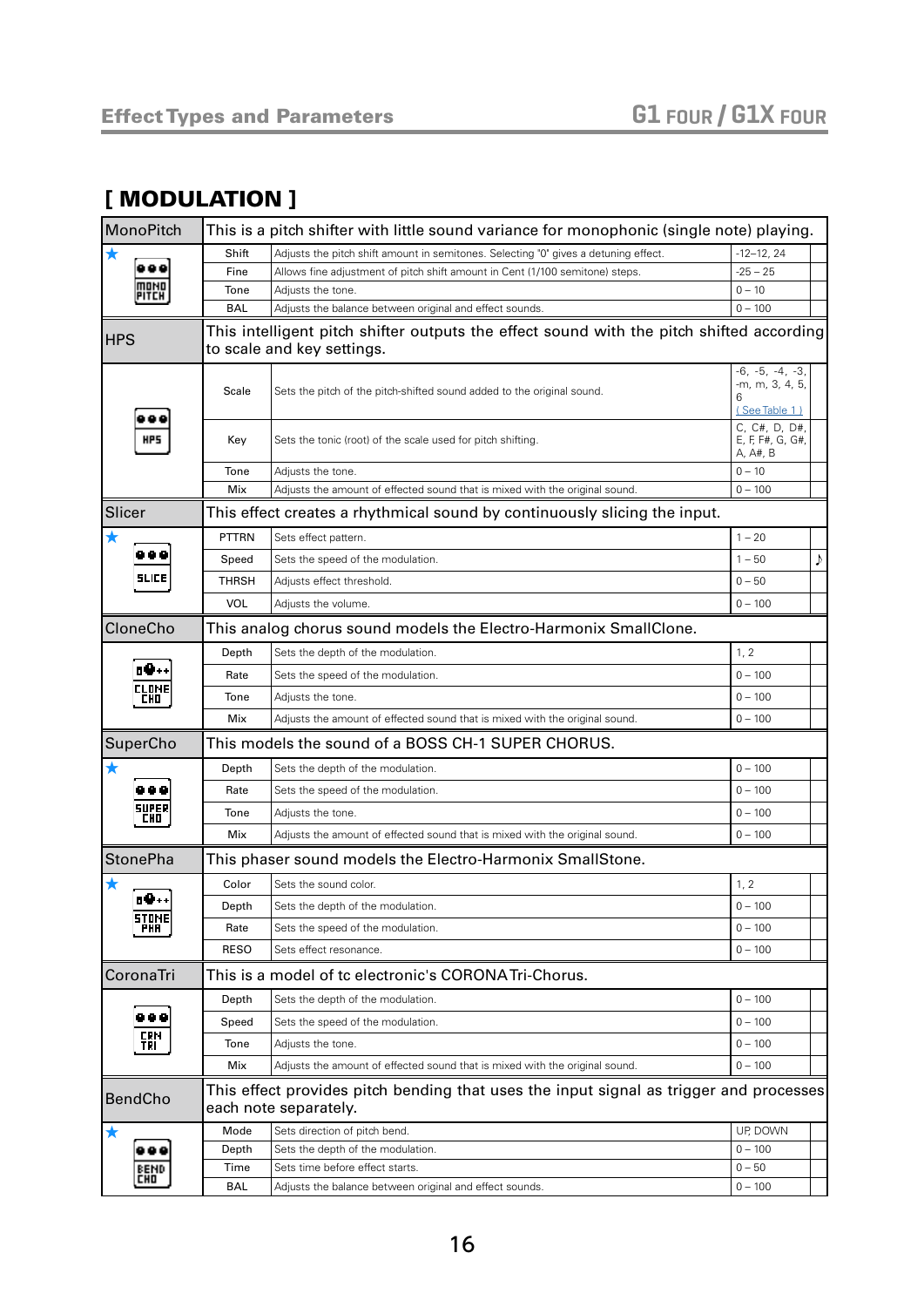## [ MODULATION ]

| MonoPitch | This is a pitch shifter with little sound variance for monophonic (single note) playing. | | | |
|---|---|---|---|---|
| ★ | Shift | Adjusts the pitch shift amount in semitones. Selecting '0' gives a detuning effect. | -12–12, 24 | |
| | Fine | Allows fine adjustment of pitch shift amount in Cent (1/100 semitone) steps. | -25 – 25 | |
| | Tone | Adjusts the tone. | 0 – 10 | |
| | BAL | Adjusts the balance between original and effect sounds. | 0 – 100 | |

| HPS | This intelligent pitch shifter outputs the effect sound with the pitch shifted according to scale and key settings. | | | |
|---|---|---|---|---|
| | Scale | Sets the pitch of the pitch-shifted sound added to the original sound. | -6, -5, -4, -3, -m, m, 3, 4, 5, 6 (See Table 1) | |
| | Key | Sets the tonic (root) of the scale used for pitch shifting. | C, C#, D, D#, E, F, F#, G, G#, A, A#, B | |
| | Tone | Adjusts the tone. | 0 – 10 | |
| | Mix | Adjusts the amount of effected sound that is mixed with the original sound. | 0 – 100 | |

| Slicer | This effect creates a rhythmical sound by continuously slicing the input. | | | |
|---|---|---|---|---|
| ★ | PTTRN | Sets effect pattern. | 1 – 20 | |
| | Speed | Sets the speed of the modulation. | 1 – 50 | ♪ |
| | THRSH | Adjusts effect threshold. | 0 – 50 | |
| | VOL | Adjusts the volume. | 0 – 100 | |

| CloneCho | This analog chorus sound models the Electro-Harmonix SmallClone. | | | |
|---|---|---|---|---|
| | Depth | Sets the depth of the modulation. | 1, 2 | |
| | Rate | Sets the speed of the modulation. | 0 – 100 | |
| | Tone | Adjusts the tone. | 0 – 100 | |
| | Mix | Adjusts the amount of effected sound that is mixed with the original sound. | 0 – 100 | |

| SuperCho | This models the sound of a BOSS CH-1 SUPER CHORUS. | | | |
|---|---|---|---|---|
| ★ | Depth | Sets the depth of the modulation. | 0 – 100 | |
| | Rate | Sets the speed of the modulation. | 0 – 100 | |
| | Tone | Adjusts the tone. | 0 – 100 | |
| | Mix | Adjusts the amount of effected sound that is mixed with the original sound. | 0 – 100 | |

| StonePha | This phaser sound models the Electro-Harmonix SmallStone. | | | |
|---|---|---|---|---|
| ★ | Color | Sets the sound color. | 1, 2 | |
| | Depth | Sets the depth of the modulation. | 0 – 100 | |
| | Rate | Sets the speed of the modulation. | 0 – 100 | |
| | RESO | Sets effect resonance. | 0 – 100 | |

| CoronaTri | This is a model of tc electronic's CORONA Tri-Chorus. | | | |
|---|---|---|---|---|
| | Depth | Sets the depth of the modulation. | 0 – 100 | |
| | Speed | Sets the speed of the modulation. | 0 – 100 | |
| | Tone | Adjusts the tone. | 0 – 100 | |
| | Mix | Adjusts the amount of effected sound that is mixed with the original sound. | 0 – 100 | |

| BendCho | This effect provides pitch bending that uses the input signal as trigger and processes each note separately. | | | |
|---|---|---|---|---|
| ★ | Mode | Sets direction of pitch bend. | UP, DOWN | |
| | Depth | Sets the depth of the modulation. | 0 – 100 | |
| | Time | Sets time before effect starts. | 0 – 50 | |
| | BAL | Adjusts the balance between original and effect sounds. | 0 – 100 | |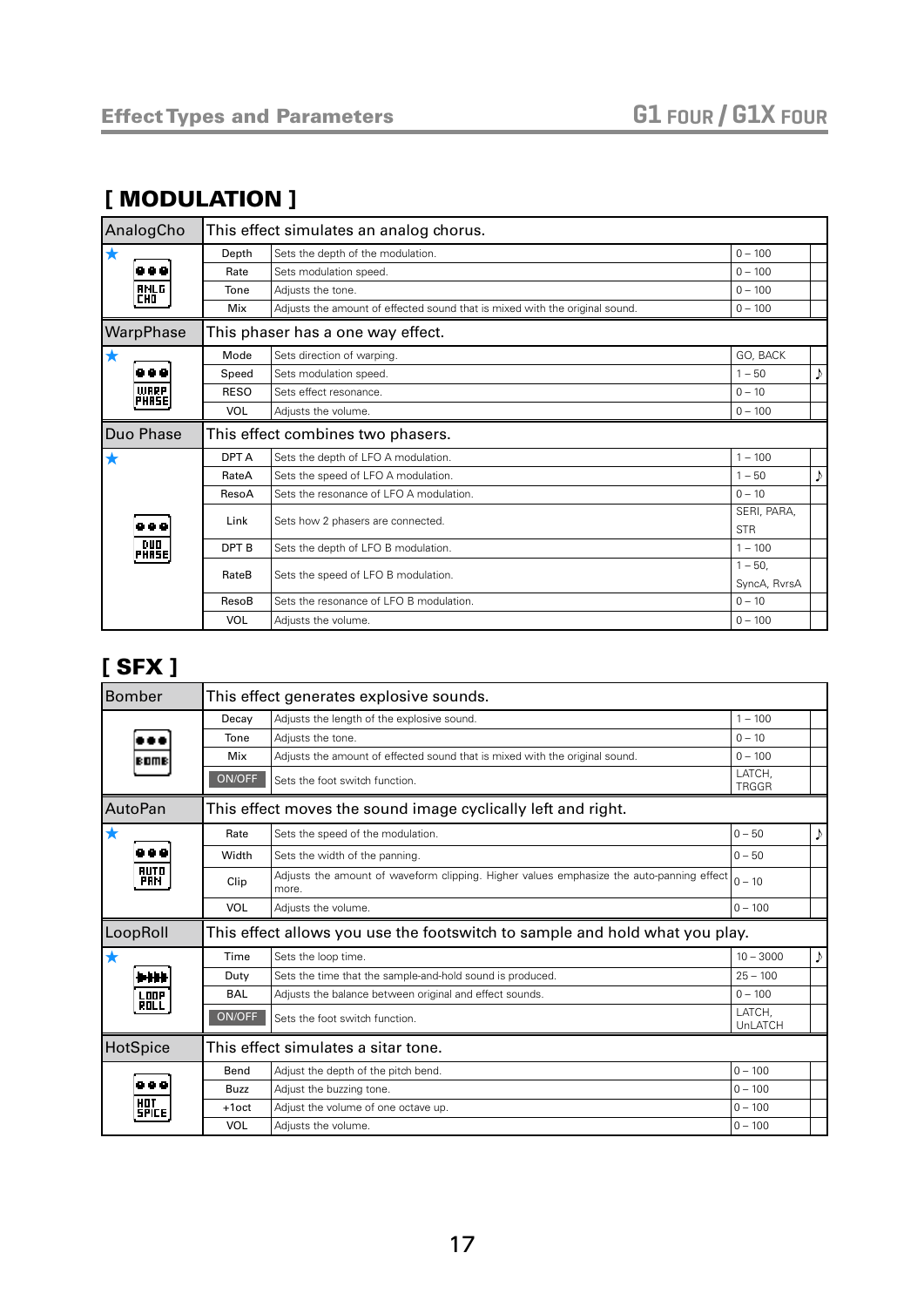## [ MODULATION ]

| AnalogCho | This effect simulates an analog chorus. | | |
|---|---|---|---|
| ★ | Depth | Sets the depth of the modulation. | 0 – 100 | |
| | Rate | Sets modulation speed. | 0 – 100 | |
| | Tone | Adjusts the tone. | 0 – 100 | |
| | Mix | Adjusts the amount of effected sound that is mixed with the original sound. | 0 – 100 | |

| WarpPhase | This phaser has a one way effect. | | | |
|---|---|---|---|---|
| ★ | Mode | Sets direction of warping. | GO, BACK | |
| | Speed | Sets modulation speed. | 1 – 50 | ♪ |
| | RESO | Sets effect resonance. | 0 – 10 | |
| | VOL | Adjusts the volume. | 0 – 100 | |

| Duo Phase | This effect combines two phasers. | | | |
|---|---|---|---|---|
| ★ | DPT A | Sets the depth of LFO A modulation. | 1 – 100 | |
| | RateA | Sets the speed of LFO A modulation. | 1 – 50 | ♪ |
| | ResoA | Sets the resonance of LFO A modulation. | 0 – 10 | |
| | Link | Sets how 2 phasers are connected. | SERI, PARA, STR | |
| | DPT B | Sets the depth of LFO B modulation. | 1 – 100 | |
| | RateB | Sets the speed of LFO B modulation. | 1 – 50, SyncA, RvrsA | |
| | ResoB | Sets the resonance of LFO B modulation. | 0 – 10 | |
| | VOL | Adjusts the volume. | 0 – 100 | |

## [ SFX ]

| Bomber | This effect generates explosive sounds. | | | |
|---|---|---|---|---|
| | Decay | Adjusts the length of the explosive sound. | 1 – 100 | |
| | Tone | Adjusts the tone. | 0 – 10 | |
| | Mix | Adjusts the amount of effected sound that is mixed with the original sound. | 0 – 100 | |
| | ON/OFF | Sets the foot switch function. | LATCH, TRGGR | |

| AutoPan | This effect moves the sound image cyclically left and right. | | | |
|---|---|---|---|---|
| ★ | Rate | Sets the speed of the modulation. | 0 – 50 | ♪ |
| | Width | Sets the width of the panning. | 0 – 50 | |
| | Clip | Adjusts the amount of waveform clipping. Higher values emphasize the auto-panning effect more. | 0 – 10 | |
| | VOL | Adjusts the volume. | 0 – 100 | |

| LoopRoll | This effect allows you use the footswitch to sample and hold what you play. | | | |
|---|---|---|---|---|
| ★ | Time | Sets the loop time. | 10 – 3000 | ♪ |
| | Duty | Sets the time that the sample-and-hold sound is produced. | 25 – 100 | |
| | BAL | Adjusts the balance between original and effect sounds. | 0 – 100 | |
| | ON/OFF | Sets the foot switch function. | LATCH, UnLATCH | |

| HotSpice | This effect simulates a sitar tone. | | | |
|---|---|---|---|---|
| | Bend | Adjust the depth of the pitch bend. | 0 – 100 | |
| | Buzz | Adjust the buzzing tone. | 0 – 100 | |
| | +1oct | Adjust the volume of one octave up. | 0 – 100 | |
| | VOL | Adjusts the volume. | 0 – 100 | |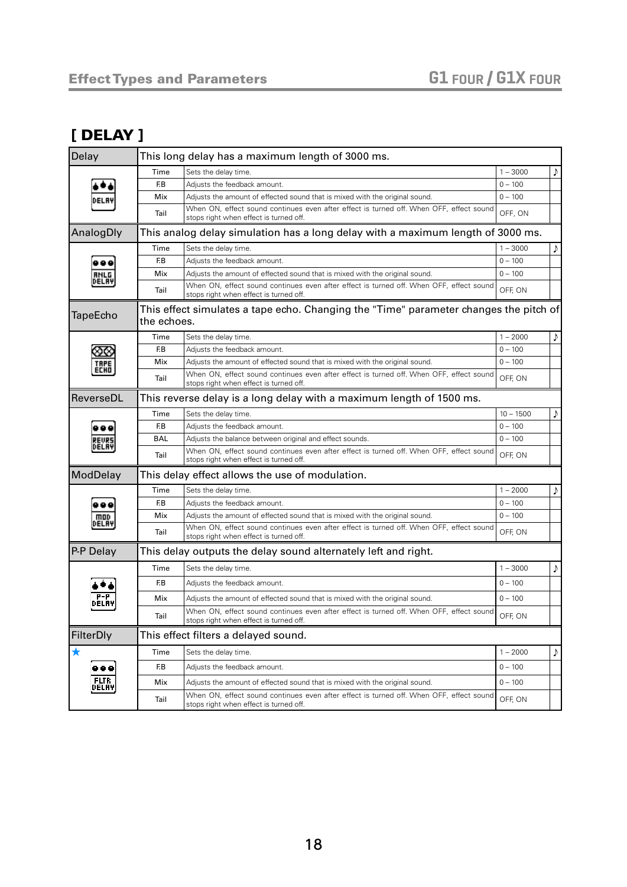## [ DELAY ]

| Delay | This long delay has a maximum length of 3000 ms. | | | |
|---|---|---|---|---|
| DELAY | Time | Sets the delay time. | 1 – 3000 | ♪ |
| | F.B | Adjusts the feedback amount. | 0 – 100 | |
| | Mix | Adjusts the amount of effected sound that is mixed with the original sound. | 0 – 100 | |
| | Tail | When ON, effect sound continues even after effect is turned off. When OFF, effect sound stops right when effect is turned off. | OFF, ON | |
| **AnalogDly** | This analog delay simulation has a long delay with a maximum length of 3000 ms. | | | |
| ANLG DELAY | Time | Sets the delay time. | 1 – 3000 | ♪ |
| | F.B | Adjusts the feedback amount. | 0 – 100 | |
| | Mix | Adjusts the amount of effected sound that is mixed with the original sound. | 0 – 100 | |
| | Tail | When ON, effect sound continues even after effect is turned off. When OFF, effect sound stops right when effect is turned off. | OFF, ON | |
| **TapeEcho** | This effect simulates a tape echo. Changing the "Time" parameter changes the pitch of the echoes. | | | |
| TAPE ECHO | Time | Sets the delay time. | 1 – 2000 | ♪ |
| | F.B | Adjusts the feedback amount. | 0 – 100 | |
| | Mix | Adjusts the amount of effected sound that is mixed with the original sound. | 0 – 100 | |
| | Tail | When ON, effect sound continues even after effect is turned off. When OFF, effect sound stops right when effect is turned off. | OFF, ON | |
| **ReverseDL** | This reverse delay is a long delay with a maximum length of 1500 ms. | | | |
| REVRS DELAY | Time | Sets the delay time. | 10 – 1500 | ♪ |
| | F.B | Adjusts the feedback amount. | 0 – 100 | |
| | BAL | Adjusts the balance between original and effect sounds. | 0 – 100 | |
| | Tail | When ON, effect sound continues even after effect is turned off. When OFF, effect sound stops right when effect is turned off. | OFF, ON | |
| **ModDelay** | This delay effect allows the use of modulation. | | | |
| MOD DELAY | Time | Sets the delay time. | 1 – 2000 | ♪ |
| | F.B | Adjusts the feedback amount. | 0 – 100 | |
| | Mix | Adjusts the amount of effected sound that is mixed with the original sound. | 0 – 100 | |
| | Tail | When ON, effect sound continues even after effect is turned off. When OFF, effect sound stops right when effect is turned off. | OFF, ON | |
| **P-P Delay** | This delay outputs the delay sound alternately left and right. | | | |
| P-P DELAY | Time | Sets the delay time. | 1 – 3000 | ♪ |
| | F.B | Adjusts the feedback amount. | 0 – 100 | |
| | Mix | Adjusts the amount of effected sound that is mixed with the original sound. | 0 – 100 | |
| | Tail | When ON, effect sound continues even after effect is turned off. When OFF, effect sound stops right when effect is turned off. | OFF, ON | |
| **FilterDly** | This effect filters a delayed sound. | | | |
| ★ FLTR DELAY | Time | Sets the delay time. | 1 – 2000 | ♪ |
| | F.B | Adjusts the feedback amount. | 0 – 100 | |
| | Mix | Adjusts the amount of effected sound that is mixed with the original sound. | 0 – 100 | |
| | Tail | When ON, effect sound continues even after effect is turned off. When OFF, effect sound stops right when effect is turned off. | OFF, ON | |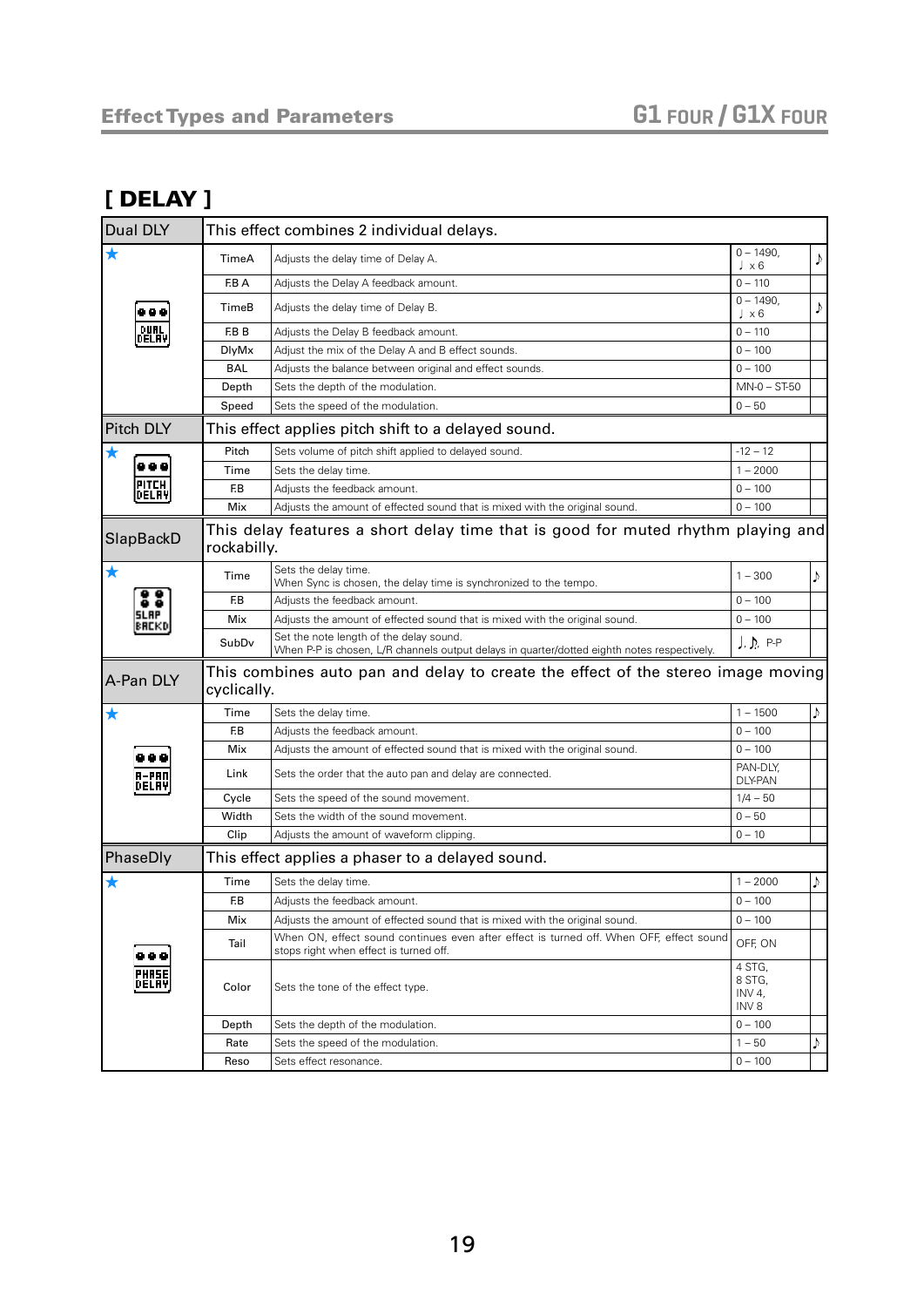## [ DELAY ]

| Dual DLY | This effect combines 2 individual delays. | | | |
|---|---|---|---|---|
| ★ | TimeA | Adjusts the delay time of Delay A. | 0 – 1490, ♩ x 6 | ♪ |
| | F.B A | Adjusts the Delay A feedback amount. | 0 – 110 | |
| | TimeB | Adjusts the delay time of Delay B. | 0 – 1490, ♩ x 6 | ♪ |
| | F.B B | Adjusts the Delay B feedback amount. | 0 – 110 | |
| | DlyMx | Adjust the mix of the Delay A and B effect sounds. | 0 – 100 | |
| | BAL | Adjusts the balance between original and effect sounds. | 0 – 100 | |
| | Depth | Sets the depth of the modulation. | MN-0 – ST-50 | |
| | Speed | Sets the speed of the modulation. | 0 – 50 | |
| **Pitch DLY** | **This effect applies pitch shift to a delayed sound.** | | | |
| ★ | Pitch | Sets volume of pitch shift applied to delayed sound. | -12 – 12 | |
| | Time | Sets the delay time. | 1 – 2000 | |
| | F.B | Adjusts the feedback amount. | 0 – 100 | |
| | Mix | Adjusts the amount of effected sound that is mixed with the original sound. | 0 – 100 | |
| **SlapBackD** | **This delay features a short delay time that is good for muted rhythm playing and rockabilly.** | | | |
| ★ | Time | Sets the delay time.<br>When Sync is chosen, the delay time is synchronized to the tempo. | 1 – 300 | ♪ |
| | F.B | Adjusts the feedback amount. | 0 – 100 | |
| | Mix | Adjusts the amount of effected sound that is mixed with the original sound. | 0 – 100 | |
| | SubDv | Set the note length of the delay sound.<br>When P-P is chosen, L/R channels output delays in quarter/dotted eighth notes respectively. | ♩, ♪., P-P | |
| **A-Pan DLY** | **This combines auto pan and delay to create the effect of the stereo image moving cyclically.** | | | |
| ★ | Time | Sets the delay time. | 1 – 1500 | ♪ |
| | F.B | Adjusts the feedback amount. | 0 – 100 | |
| | Mix | Adjusts the amount of effected sound that is mixed with the original sound. | 0 – 100 | |
| | Link | Sets the order that the auto pan and delay are connected. | PAN-DLY, DLY-PAN | |
| | Cycle | Sets the speed of the sound movement. | 1/4 – 50 | |
| | Width | Sets the width of the sound movement. | 0 – 50 | |
| | Clip | Adjusts the amount of waveform clipping. | 0 – 10 | |
| **PhaseDly** | **This effect applies a phaser to a delayed sound.** | | | |
| ★ | Time | Sets the delay time. | 1 – 2000 | ♪ |
| | F.B | Adjusts the feedback amount. | 0 – 100 | |
| | Mix | Adjusts the amount of effected sound that is mixed with the original sound. | 0 – 100 | |
| | Tail | When ON, effect sound continues even after effect is turned off. When OFF, effect sound stops right when effect is turned off. | OFF, ON | |
| | Color | Sets the tone of the effect type. | 4 STG, 8 STG, INV 4, INV 8 | |
| | Depth | Sets the depth of the modulation. | 0 – 100 | |
| | Rate | Sets the speed of the modulation. | 1 – 50 | ♪ |
| | Reso | Sets effect resonance. | 0 – 100 | |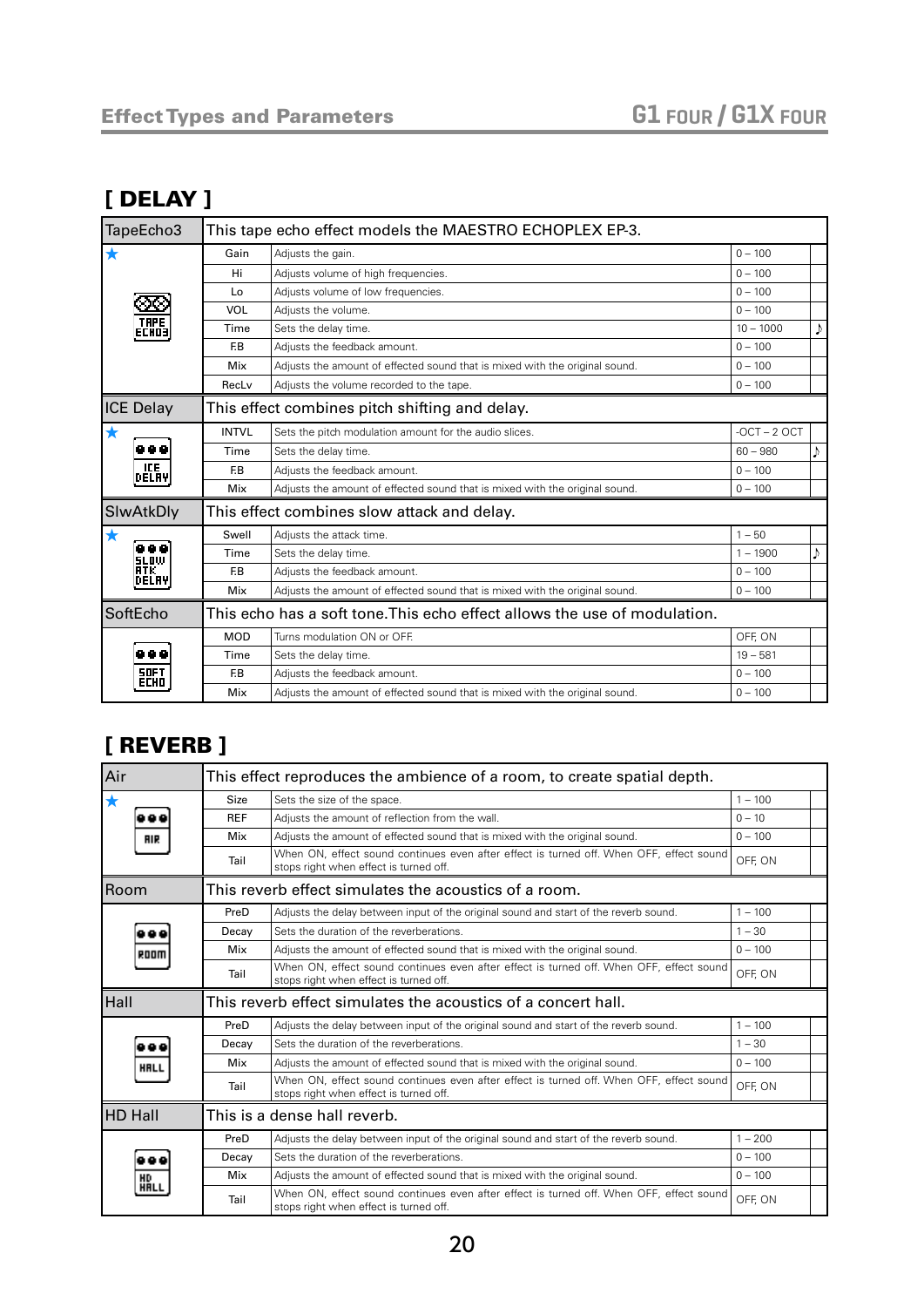## [ DELAY ]

| TapeEcho3 | This tape echo effect models the MAESTRO ECHOPLEX EP-3. | | | |
|---|---|---|---|---|
| ★ | Gain | Adjusts the gain. | 0 – 100 | |
| | Hi | Adjusts volume of high frequencies. | 0 – 100 | |
| | Lo | Adjusts volume of low frequencies. | 0 – 100 | |
| | VOL | Adjusts the volume. | 0 – 100 | |
| | Time | Sets the delay time. | 10 – 1000 | ♪ |
| | F.B | Adjusts the feedback amount. | 0 – 100 | |
| | Mix | Adjusts the amount of effected sound that is mixed with the original sound. | 0 – 100 | |
| | RecLv | Adjusts the volume recorded to the tape. | 0 – 100 | |
| **ICE Delay** | **This effect combines pitch shifting and delay.** | | | |
| ★ | INTVL | Sets the pitch modulation amount for the audio slices. | -OCT – 2 OCT | |
| | Time | Sets the delay time. | 60 – 980 | ♪ |
| | F.B | Adjusts the feedback amount. | 0 – 100 | |
| | Mix | Adjusts the amount of effected sound that is mixed with the original sound. | 0 – 100 | |
| **SlwAtkDly** | **This effect combines slow attack and delay.** | | | |
| ★ | Swell | Adjusts the attack time. | 1 – 50 | |
| | Time | Sets the delay time. | 1 – 1900 | ♪ |
| | F.B | Adjusts the feedback amount. | 0 – 100 | |
| | Mix | Adjusts the amount of effected sound that is mixed with the original sound. | 0 – 100 | |
| **SoftEcho** | **This echo has a soft tone.This echo effect allows the use of modulation.** | | | |
| | MOD | Turns modulation ON or OFF. | OFF, ON | |
| | Time | Sets the delay time. | 19 – 581 | |
| | F.B | Adjusts the feedback amount. | 0 – 100 | |
| | Mix | Adjusts the amount of effected sound that is mixed with the original sound. | 0 – 100 | |

## [ REVERB ]

| Air | This effect reproduces the ambience of a room, to create spatial depth. | | | |
|---|---|---|---|---|
| ★ | Size | Sets the size of the space. | 1 – 100 | |
| | REF | Adjusts the amount of reflection from the wall. | 0 – 10 | |
| | Mix | Adjusts the amount of effected sound that is mixed with the original sound. | 0 – 100 | |
| | Tail | When ON, effect sound continues even after effect is turned off. When OFF, effect sound stops right when effect is turned off. | OFF, ON | |
| **Room** | **This reverb effect simulates the acoustics of a room.** | | | |
| | PreD | Adjusts the delay between input of the original sound and start of the reverb sound. | 1 – 100 | |
| | Decay | Sets the duration of the reverberations. | 1 – 30 | |
| | Mix | Adjusts the amount of effected sound that is mixed with the original sound. | 0 – 100 | |
| | Tail | When ON, effect sound continues even after effect is turned off. When OFF, effect sound stops right when effect is turned off. | OFF, ON | |
| **Hall** | **This reverb effect simulates the acoustics of a concert hall.** | | | |
| | PreD | Adjusts the delay between input of the original sound and start of the reverb sound. | 1 – 100 | |
| | Decay | Sets the duration of the reverberations. | 1 – 30 | |
| | Mix | Adjusts the amount of effected sound that is mixed with the original sound. | 0 – 100 | |
| | Tail | When ON, effect sound continues even after effect is turned off. When OFF, effect sound stops right when effect is turned off. | OFF, ON | |
| **HD Hall** | **This is a dense hall reverb.** | | | |
| | PreD | Adjusts the delay between input of the original sound and start of the reverb sound. | 1 – 200 | |
| | Decay | Sets the duration of the reverberations. | 0 – 100 | |
| | Mix | Adjusts the amount of effected sound that is mixed with the original sound. | 0 – 100 | |
| | Tail | When ON, effect sound continues even after effect is turned off. When OFF, effect sound stops right when effect is turned off. | OFF, ON | |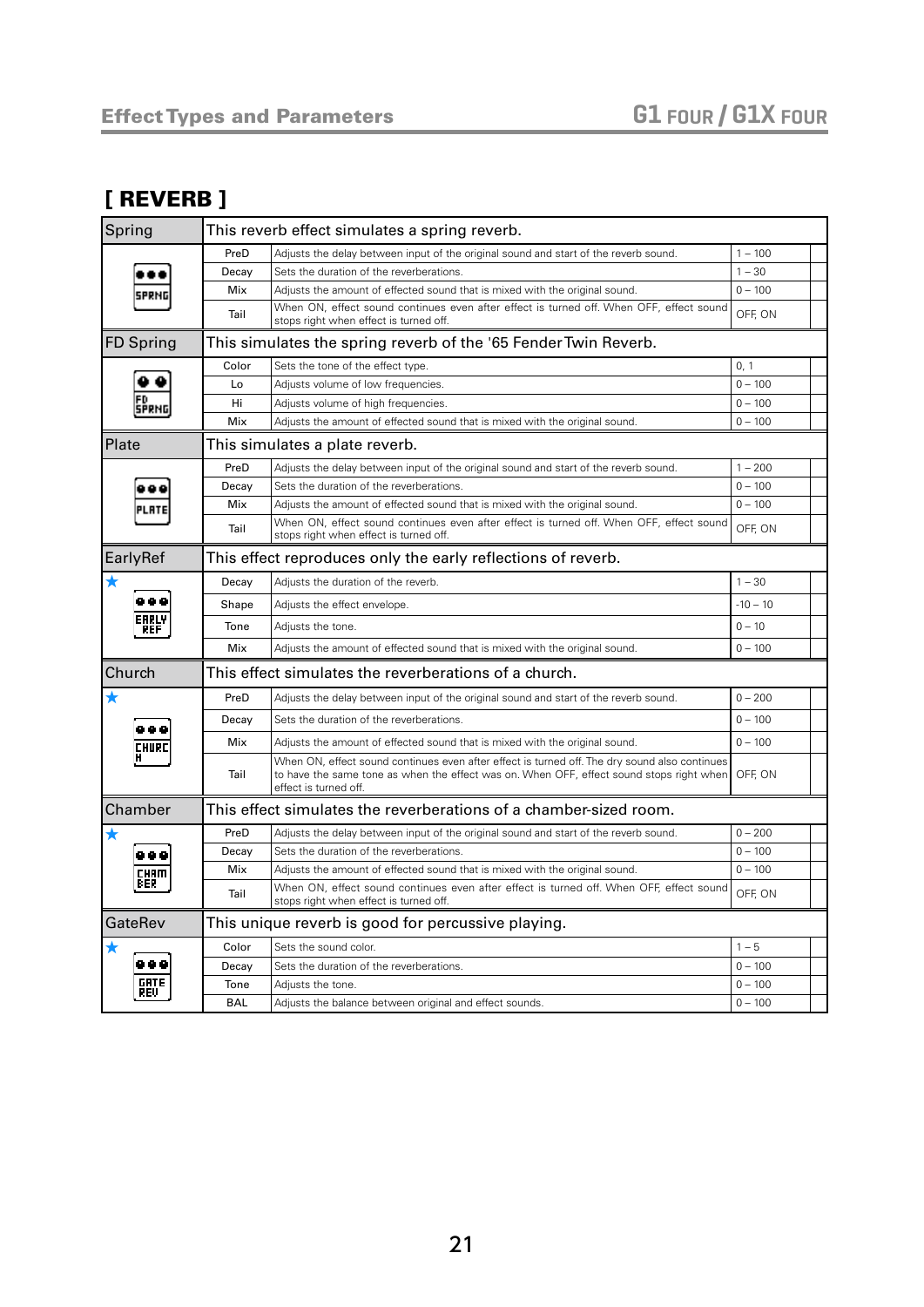## [ REVERB ]

| Effect | Parameter | Description | Range | |
|---|---|---|---|---|
| **Spring** | This reverb effect simulates a spring reverb. | | | |
| SPRNG | PreD | Adjusts the delay between input of the original sound and start of the reverb sound. | 1 – 100 | |
| | Decay | Sets the duration of the reverberations. | 1 – 30 | |
| | Mix | Adjusts the amount of effected sound that is mixed with the original sound. | 0 – 100 | |
| | Tail | When ON, effect sound continues even after effect is turned off. When OFF, effect sound stops right when effect is turned off. | OFF, ON | |
| **FD Spring** | This simulates the spring reverb of the '65 Fender Twin Reverb. | | | |
| FD SPRNG | Color | Sets the tone of the effect type. | 0, 1 | |
| | Lo | Adjusts volume of low frequencies. | 0 – 100 | |
| | Hi | Adjusts volume of high frequencies. | 0 – 100 | |
| | Mix | Adjusts the amount of effected sound that is mixed with the original sound. | 0 – 100 | |
| **Plate** | This simulates a plate reverb. | | | |
| PLATE | PreD | Adjusts the delay between input of the original sound and start of the reverb sound. | 1 – 200 | |
| | Decay | Sets the duration of the reverberations. | 0 – 100 | |
| | Mix | Adjusts the amount of effected sound that is mixed with the original sound. | 0 – 100 | |
| | Tail | When ON, effect sound continues even after effect is turned off. When OFF, effect sound stops right when effect is turned off. | OFF, ON | |
| **EarlyRef** | This effect reproduces only the early reflections of reverb. | | | |
| ★ EARLY REF | Decay | Adjusts the duration of the reverb. | 1 – 30 | |
| | Shape | Adjusts the effect envelope. | -10 – 10 | |
| | Tone | Adjusts the tone. | 0 – 10 | |
| | Mix | Adjusts the amount of effected sound that is mixed with the original sound. | 0 – 100 | |
| **Church** | This effect simulates the reverberations of a church. | | | |
| ★ CHURCH | PreD | Adjusts the delay between input of the original sound and start of the reverb sound. | 0 – 200 | |
| | Decay | Sets the duration of the reverberations. | 0 – 100 | |
| | Mix | Adjusts the amount of effected sound that is mixed with the original sound. | 0 – 100 | |
| | Tail | When ON, effect sound continues even after effect is turned off. The dry sound also continues to have the same tone as when the effect was on. When OFF, effect sound stops right when effect is turned off. | OFF, ON | |
| **Chamber** | This effect simulates the reverberations of a chamber-sized room. | | | |
| ★ CHAMBER | PreD | Adjusts the delay between input of the original sound and start of the reverb sound. | 0 – 200 | |
| | Decay | Sets the duration of the reverberations. | 0 – 100 | |
| | Mix | Adjusts the amount of effected sound that is mixed with the original sound. | 0 – 100 | |
| | Tail | When ON, effect sound continues even after effect is turned off. When OFF, effect sound stops right when effect is turned off. | OFF, ON | |
| **GateRev** | This unique reverb is good for percussive playing. | | | |
| ★ GATE REV | Color | Sets the sound color. | 1 – 5 | |
| | Decay | Sets the duration of the reverberations. | 0 – 100 | |
| | Tone | Adjusts the tone. | 0 – 100 | |
| | BAL | Adjusts the balance between original and effect sounds. | 0 – 100 | |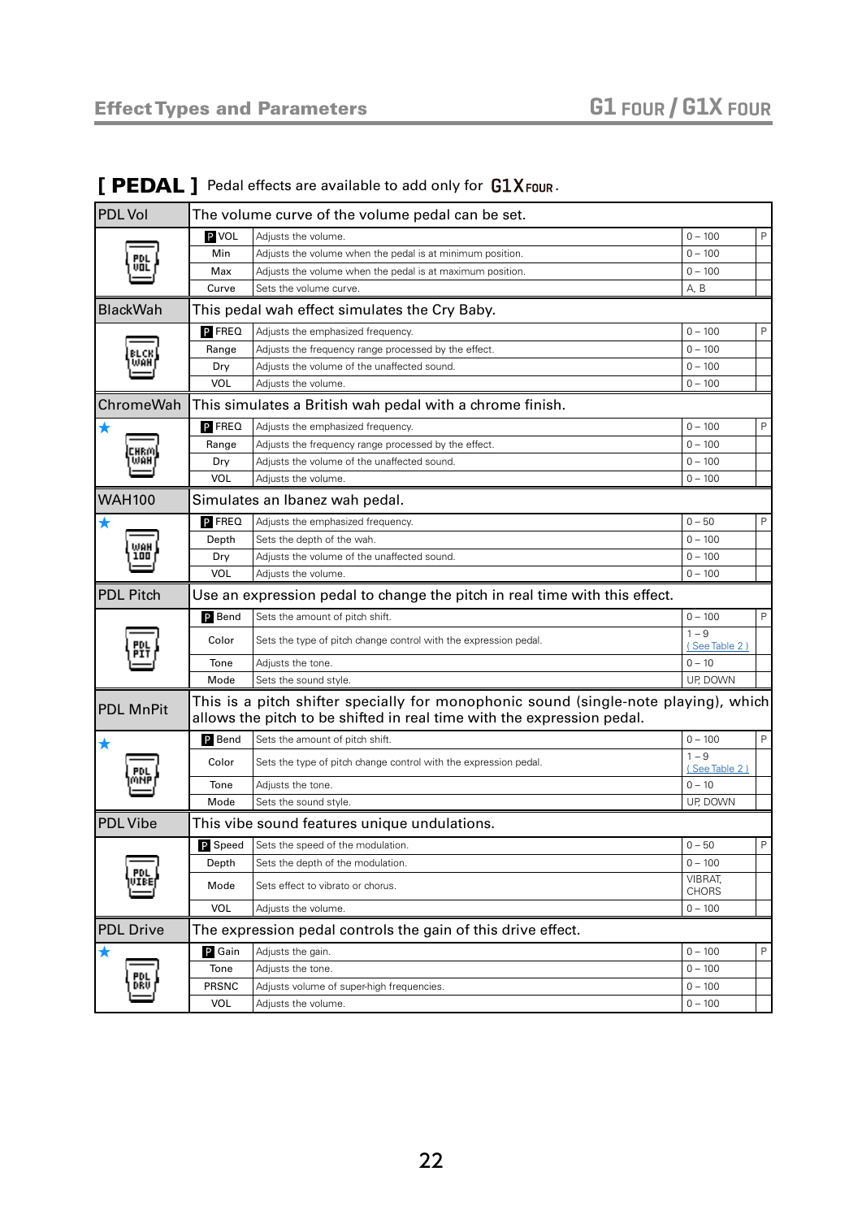## [ PEDAL ] Pedal effects are available to add only for G1X FOUR.

| Effect | Parameter | Description | Range | |
|---|---|---|---|---|
| **PDL Vol** | The volume curve of the volume pedal can be set. | | | |
| | P VOL | Adjusts the volume. | 0 – 100 | P |
| | Min | Adjusts the volume when the pedal is at minimum position. | 0 – 100 | |
| | Max | Adjusts the volume when the pedal is at maximum position. | 0 – 100 | |
| | Curve | Sets the volume curve. | A, B | |
| **BlackWah** | This pedal wah effect simulates the Cry Baby. | | | |
| | P FREQ | Adjusts the emphasized frequency. | 0 – 100 | P |
| | Range | Adjusts the frequency range processed by the effect. | 0 – 100 | |
| | Dry | Adjusts the volume of the unaffected sound. | 0 – 100 | |
| | VOL | Adjusts the volume. | 0 – 100 | |
| **ChromeWah** | This simulates a British wah pedal with a chrome finish. | | | |
| ★ | P FREQ | Adjusts the emphasized frequency. | 0 – 100 | P |
| | Range | Adjusts the frequency range processed by the effect. | 0 – 100 | |
| | Dry | Adjusts the volume of the unaffected sound. | 0 – 100 | |
| | VOL | Adjusts the volume. | 0 – 100 | |
| **WAH100** | Simulates an Ibanez wah pedal. | | | |
| ★ | P FREQ | Adjusts the emphasized frequency. | 0 – 50 | P |
| | Depth | Sets the depth of the wah. | 0 – 100 | |
| | Dry | Adjusts the volume of the unaffected sound. | 0 – 100 | |
| | VOL | Adjusts the volume. | 0 – 100 | |
| **PDL Pitch** | Use an expression pedal to change the pitch in real time with this effect. | | | |
| | P Bend | Sets the amount of pitch shift. | 0 – 100 | P |
| | Color | Sets the type of pitch change control with the expression pedal. | 1 – 9 (See Table 2) | |
| | Tone | Adjusts the tone. | 0 – 10 | |
| | Mode | Sets the sound style. | UP, DOWN | |
| **PDL MnPit** | This is a pitch shifter specially for monophonic sound (single-note playing), which allows the pitch to be shifted in real time with the expression pedal. | | | |
| ★ | P Bend | Sets the amount of pitch shift. | 0 – 100 | P |
| | Color | Sets the type of pitch change control with the expression pedal. | 1 – 9 (See Table 2) | |
| | Tone | Adjusts the tone. | 0 – 10 | |
| | Mode | Sets the sound style. | UP, DOWN | |
| **PDL Vibe** | This vibe sound features unique undulations. | | | |
| | P Speed | Sets the speed of the modulation. | 0 – 50 | P |
| | Depth | Sets the depth of the modulation. | 0 – 100 | |
| | Mode | Sets effect to vibrato or chorus. | VIBRAT, CHORS | |
| | VOL | Adjusts the volume. | 0 – 100 | |
| **PDL Drive** | The expression pedal controls the gain of this drive effect. | | | |
| ★ | P Gain | Adjusts the gain. | 0 – 100 | P |
| | Tone | Adjusts the tone. | 0 – 100 | |
| | PRSNC | Adjusts volume of super-high frequencies. | 0 – 100 | |
| | VOL | Adjusts the volume. | 0 – 100 | |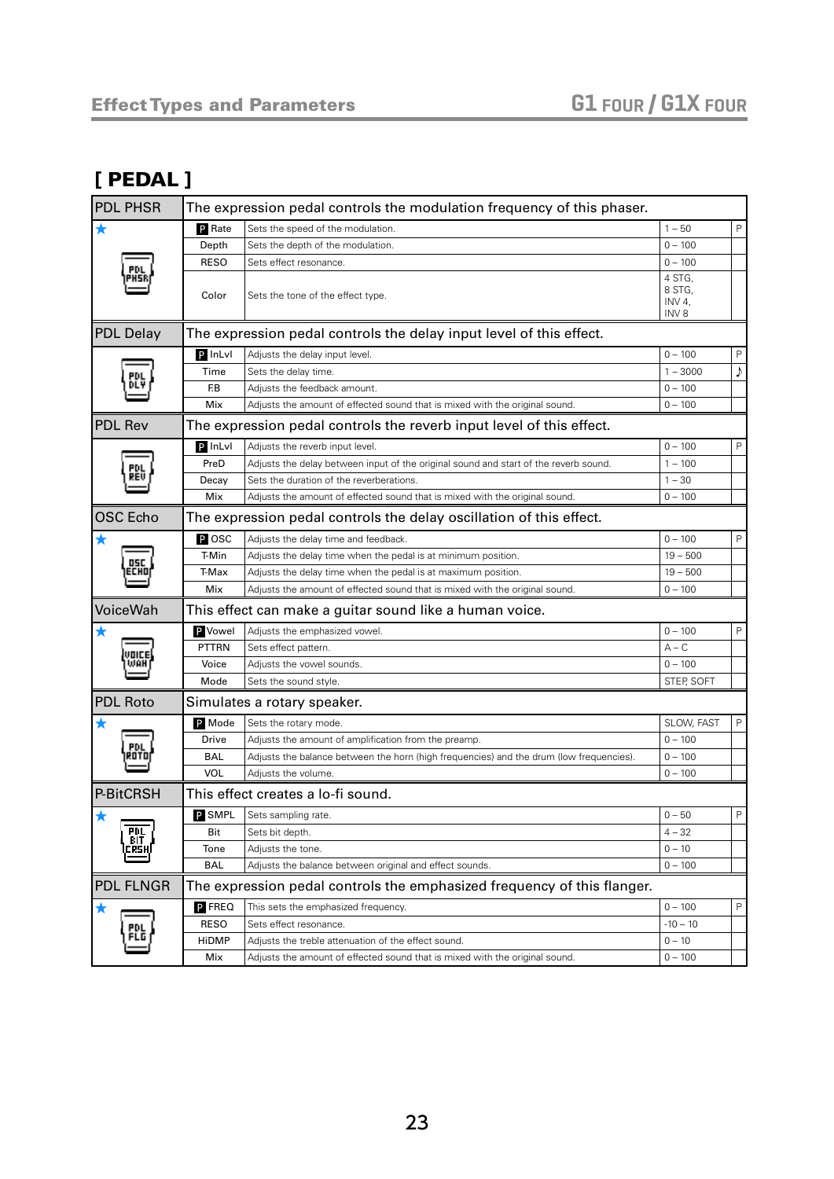## [ PEDAL ]

| Effect | Parameter | Description | Range | |
|---|---|---|---|---|
| **PDL PHSR** | The expression pedal controls the modulation frequency of this phaser. | | | |
| ★ | P Rate | Sets the speed of the modulation. | 1 – 50 | P |
| | Depth | Sets the depth of the modulation. | 0 – 100 | |
| | RESO | Sets effect resonance. | 0 – 100 | |
| | Color | Sets the tone of the effect type. | 4 STG, 8 STG, INV 4, INV 8 | |
| **PDL Delay** | The expression pedal controls the delay input level of this effect. | | | |
| | P InLvl | Adjusts the delay input level. | 0 – 100 | P |
| | Time | Sets the delay time. | 1 – 3000 | ♪ |
| | F.B | Adjusts the feedback amount. | 0 – 100 | |
| | Mix | Adjusts the amount of effected sound that is mixed with the original sound. | 0 – 100 | |
| **PDL Rev** | The expression pedal controls the reverb input level of this effect. | | | |
| | P InLvl | Adjusts the reverb input level. | 0 – 100 | P |
| | PreD | Adjusts the delay between input of the original sound and start of the reverb sound. | 1 – 100 | |
| | Decay | Sets the duration of the reverberations. | 1 – 30 | |
| | Mix | Adjusts the amount of effected sound that is mixed with the original sound. | 0 – 100 | |
| **OSC Echo** | The expression pedal controls the delay oscillation of this effect. | | | |
| ★ | P OSC | Adjusts the delay time and feedback. | 0 – 100 | P |
| | T-Min | Adjusts the delay time when the pedal is at minimum position. | 19 – 500 | |
| | T-Max | Adjusts the delay time when the pedal is at maximum position. | 19 – 500 | |
| | Mix | Adjusts the amount of effected sound that is mixed with the original sound. | 0 – 100 | |
| **VoiceWah** | This effect can make a guitar sound like a human voice. | | | |
| ★ | P Vowel | Adjusts the emphasized vowel. | 0 – 100 | P |
| | PTTRN | Sets effect pattern. | A – C | |
| | Voice | Adjusts the vowel sounds. | 0 – 100 | |
| | Mode | Sets the sound style. | STEP, SOFT | |
| **PDL Roto** | Simulates a rotary speaker. | | | |
| ★ | P Mode | Sets the rotary mode. | SLOW, FAST | P |
| | Drive | Adjusts the amount of amplification from the preamp. | 0 – 100 | |
| | BAL | Adjusts the balance between the horn (high frequencies) and the drum (low frequencies). | 0 – 100 | |
| | VOL | Adjusts the volume. | 0 – 100 | |
| **P-BitCRSH** | This effect creates a lo-fi sound. | | | |
| ★ | P SMPL | Sets sampling rate. | 0 – 50 | P |
| | Bit | Sets bit depth. | 4 – 32 | |
| | Tone | Adjusts the tone. | 0 – 10 | |
| | BAL | Adjusts the balance between original and effect sounds. | 0 – 100 | |
| **PDL FLNGR** | The expression pedal controls the emphasized frequency of this flanger. | | | |
| ★ | P FREQ | This sets the emphasized frequency. | 0 – 100 | P |
| | RESO | Sets effect resonance. | -10 – 10 | |
| | HiDMP | Adjusts the treble attenuation of the effect sound. | 0 – 10 | |
| | Mix | Adjusts the amount of effected sound that is mixed with the original sound. | 0 – 100 | |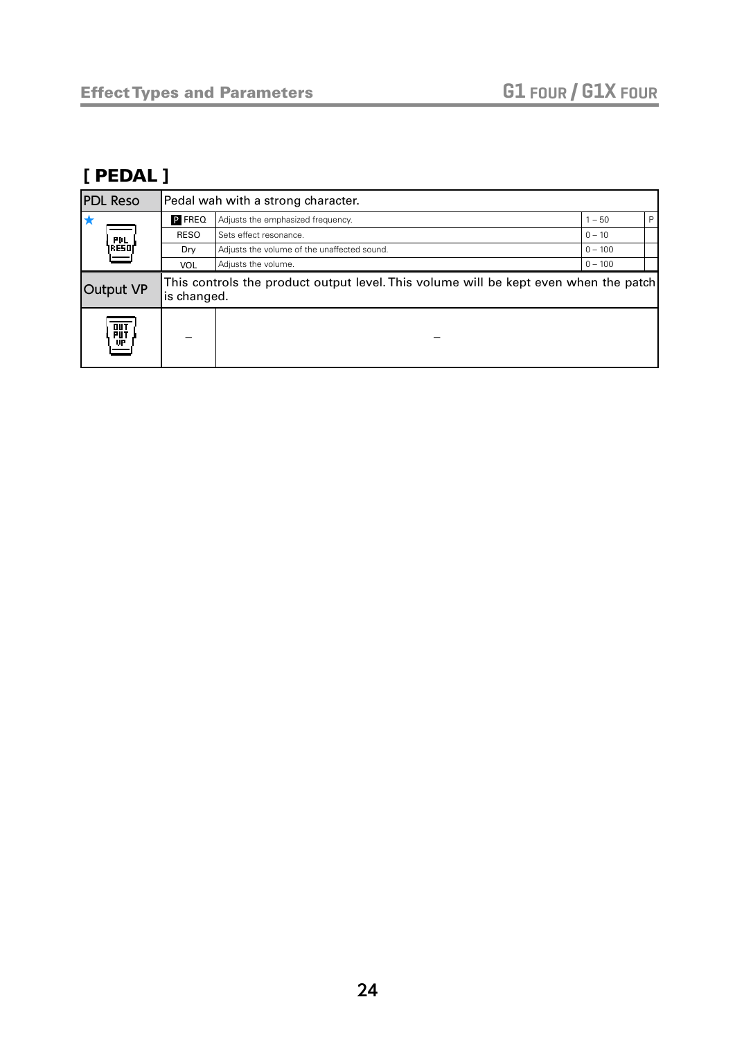## [ PEDAL ]

| PDL Reso | Pedal wah with a strong character. | | | |
|---|---|---|---|---|
| ★ | P FREQ | Adjusts the emphasized frequency. | 1 – 50 | P |
| | RESO | Sets effect resonance. | 0 – 10 | |
| | Dry | Adjusts the volume of the unaffected sound. | 0 – 100 | |
| | VOL | Adjusts the volume. | 0 – 100 | |
| Output VP | This controls the product output level. This volume will be kept even when the patch is changed. | | | |
| | – | – | | |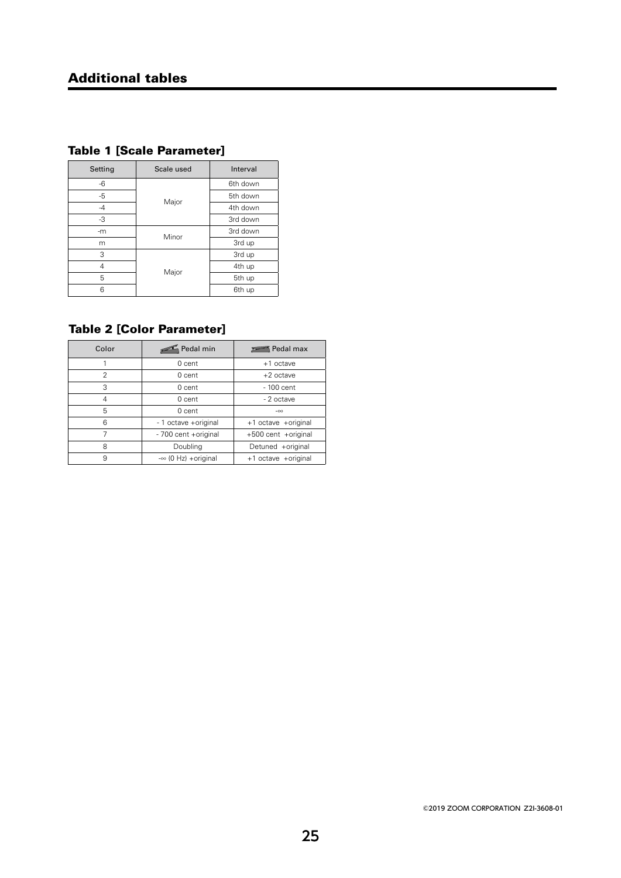## Additional tables

### Table 1 [Scale Parameter]

| Setting | Scale used | Interval |
|---|---|---|
| -6 | Major | 6th down |
| -5 | | 5th down |
| -4 | | 4th down |
| -3 | | 3rd down |
| -m | Minor | 3rd down |
| m | | 3rd up |
| 3 | Major | 3rd up |
| 4 | | 4th up |
| 5 | | 5th up |
| 6 | | 6th up |

### Table 2 [Color Parameter]

| Color | Pedal min | Pedal max |
|---|---|---|
| 1 | 0 cent | +1 octave |
| 2 | 0 cent | +2 octave |
| 3 | 0 cent | - 100 cent |
| 4 | 0 cent | - 2 octave |
| 5 | 0 cent | -∞ |
| 6 | - 1 octave +original | +1 octave +original |
| 7 | - 700 cent +original | +500 cent +original |
| 8 | Doubling | Detuned +original |
| 9 | -∞ (0 Hz) +original | +1 octave +original |

©2019 ZOOM CORPORATION Z2I-3608-01